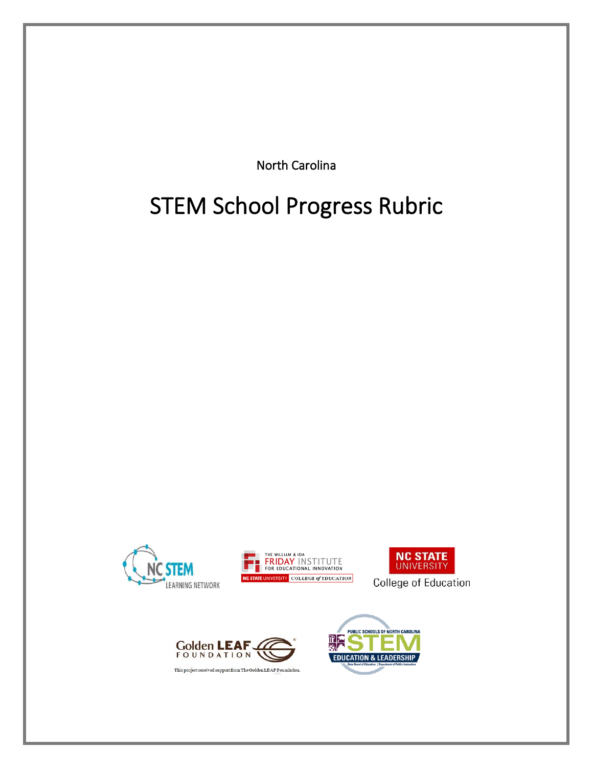North Carolina

# STEM School Progress Rubric

This project received support from The Golden LEAF Foundation.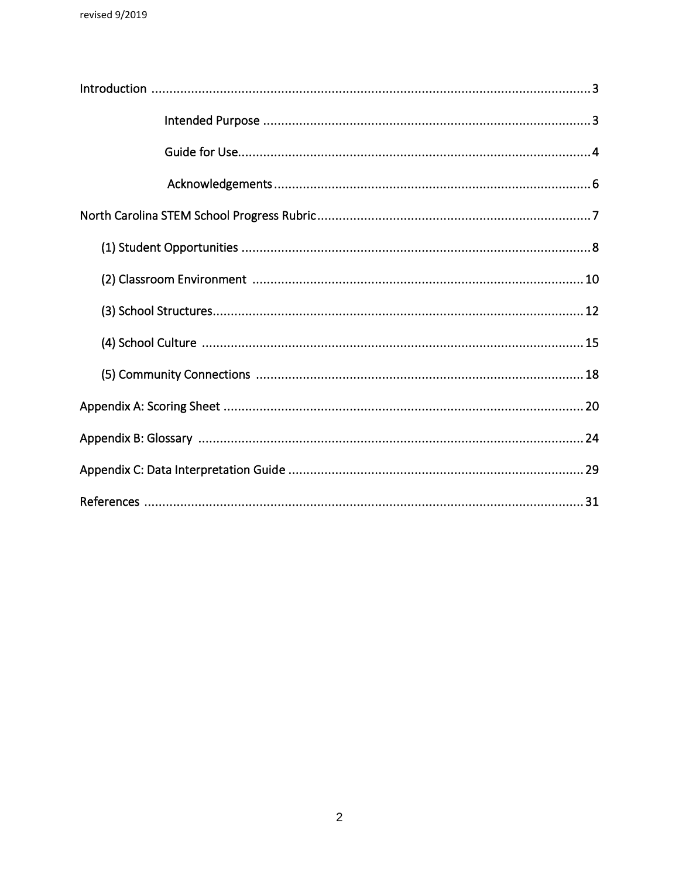Introduction .......................................................... 3

- Intended Purpose .......................................................... 3
- Guide for Use.......................................................... 4
- Acknowledgements .......................................................... 6

North Carolina STEM School Progress Rubric .......................................................... 7

- (1) Student Opportunities .......................................................... 8
- (2) Classroom Environment .......................................................... 10
- (3) School Structures.......................................................... 12
- (4) School Culture .......................................................... 15
- (5) Community Connections .......................................................... 18

Appendix A: Scoring Sheet .......................................................... 20

Appendix B: Glossary .......................................................... 24

Appendix C: Data Interpretation Guide .......................................................... 29

References .......................................................... 31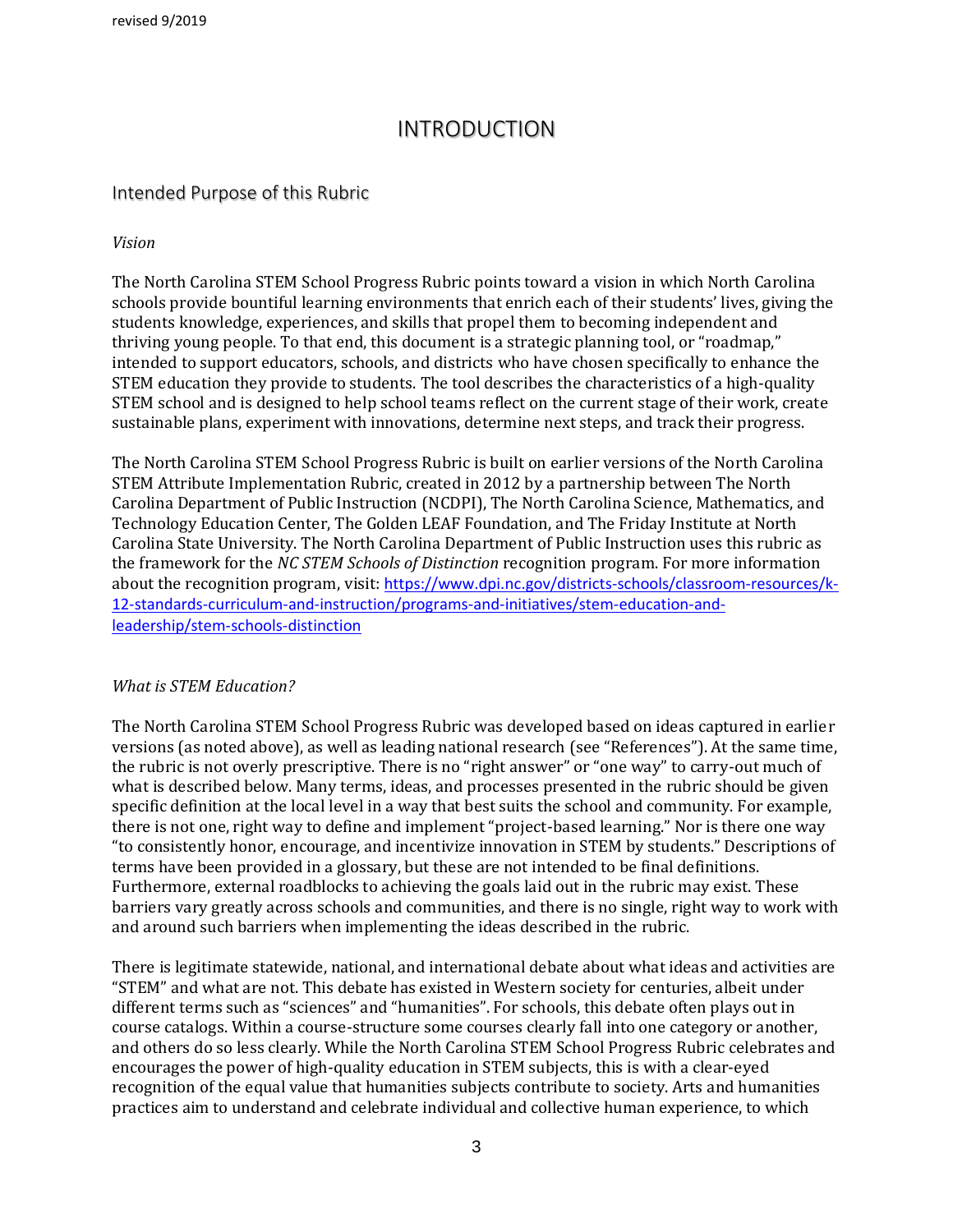# INTRODUCTION

## Intended Purpose of this Rubric

*Vision*

The North Carolina STEM School Progress Rubric points toward a vision in which North Carolina schools provide bountiful learning environments that enrich each of their students' lives, giving the students knowledge, experiences, and skills that propel them to becoming independent and thriving young people. To that end, this document is a strategic planning tool, or "roadmap," intended to support educators, schools, and districts who have chosen specifically to enhance the STEM education they provide to students. The tool describes the characteristics of a high-quality STEM school and is designed to help school teams reflect on the current stage of their work, create sustainable plans, experiment with innovations, determine next steps, and track their progress.

The North Carolina STEM School Progress Rubric is built on earlier versions of the North Carolina STEM Attribute Implementation Rubric, created in 2012 by a partnership between The North Carolina Department of Public Instruction (NCDPI), The North Carolina Science, Mathematics, and Technology Education Center, The Golden LEAF Foundation, and The Friday Institute at North Carolina State University. The North Carolina Department of Public Instruction uses this rubric as the framework for the *NC STEM Schools of Distinction* recognition program. For more information about the recognition program, visit: [https://www.dpi.nc.gov/districts-schools/classroom-resources/k-12-standards-curriculum-and-instruction/programs-and-initiatives/stem-education-and-leadership/stem-schools-distinction](https://www.dpi.nc.gov/districts-schools/classroom-resources/k-12-standards-curriculum-and-instruction/programs-and-initiatives/stem-education-and-leadership/stem-schools-distinction)

*What is STEM Education?*

The North Carolina STEM School Progress Rubric was developed based on ideas captured in earlier versions (as noted above), as well as leading national research (see "References"). At the same time, the rubric is not overly prescriptive. There is no "right answer" or "one way" to carry-out much of what is described below. Many terms, ideas, and processes presented in the rubric should be given specific definition at the local level in a way that best suits the school and community. For example, there is not one, right way to define and implement "project-based learning." Nor is there one way "to consistently honor, encourage, and incentivize innovation in STEM by students." Descriptions of terms have been provided in a glossary, but these are not intended to be final definitions. Furthermore, external roadblocks to achieving the goals laid out in the rubric may exist. These barriers vary greatly across schools and communities, and there is no single, right way to work with and around such barriers when implementing the ideas described in the rubric.

There is legitimate statewide, national, and international debate about what ideas and activities are "STEM" and what are not. This debate has existed in Western society for centuries, albeit under different terms such as "sciences" and "humanities". For schools, this debate often plays out in course catalogs. Within a course-structure some courses clearly fall into one category or another, and others do so less clearly. While the North Carolina STEM School Progress Rubric celebrates and encourages the power of high-quality education in STEM subjects, this is with a clear-eyed recognition of the equal value that humanities subjects contribute to society. Arts and humanities practices aim to understand and celebrate individual and collective human experience, to which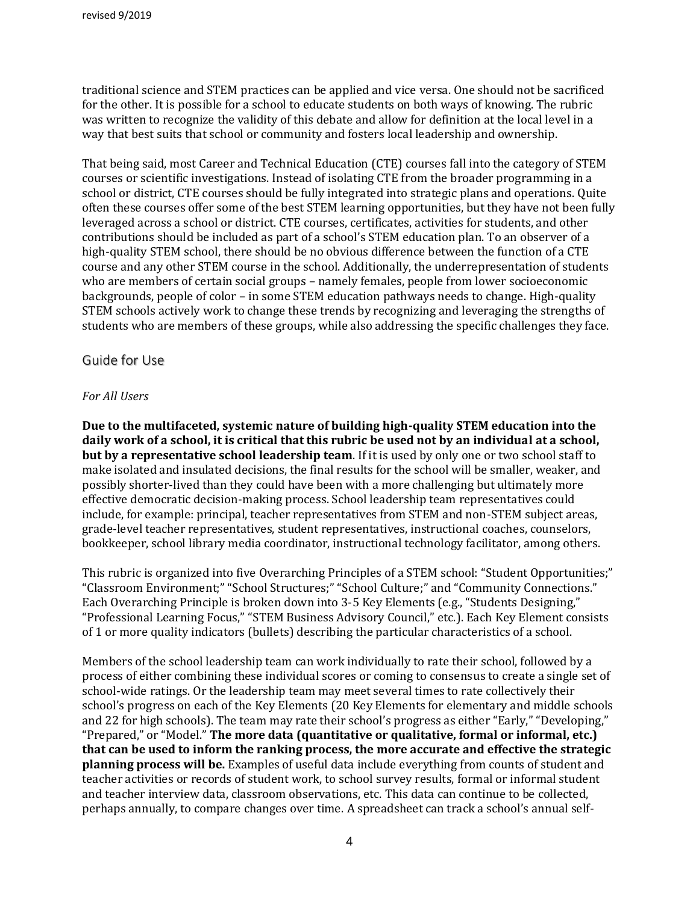traditional science and STEM practices can be applied and vice versa. One should not be sacrificed for the other. It is possible for a school to educate students on both ways of knowing. The rubric was written to recognize the validity of this debate and allow for definition at the local level in a way that best suits that school or community and fosters local leadership and ownership.

That being said, most Career and Technical Education (CTE) courses fall into the category of STEM courses or scientific investigations. Instead of isolating CTE from the broader programming in a school or district, CTE courses should be fully integrated into strategic plans and operations. Quite often these courses offer some of the best STEM learning opportunities, but they have not been fully leveraged across a school or district. CTE courses, certificates, activities for students, and other contributions should be included as part of a school's STEM education plan. To an observer of a high-quality STEM school, there should be no obvious difference between the function of a CTE course and any other STEM course in the school. Additionally, the underrepresentation of students who are members of certain social groups – namely females, people from lower socioeconomic backgrounds, people of color – in some STEM education pathways needs to change. High-quality STEM schools actively work to change these trends by recognizing and leveraging the strengths of students who are members of these groups, while also addressing the specific challenges they face.

## Guide for Use

*For All Users*

**Due to the multifaceted, systemic nature of building high-quality STEM education into the daily work of a school, it is critical that this rubric be used not by an individual at a school, but by a representative school leadership team**. If it is used by only one or two school staff to make isolated and insulated decisions, the final results for the school will be smaller, weaker, and possibly shorter-lived than they could have been with a more challenging but ultimately more effective democratic decision-making process. School leadership team representatives could include, for example: principal, teacher representatives from STEM and non-STEM subject areas, grade-level teacher representatives, student representatives, instructional coaches, counselors, bookkeeper, school library media coordinator, instructional technology facilitator, among others.

This rubric is organized into five Overarching Principles of a STEM school: "Student Opportunities;" "Classroom Environment;" "School Structures;" "School Culture;" and "Community Connections." Each Overarching Principle is broken down into 3-5 Key Elements (e.g., "Students Designing," "Professional Learning Focus," "STEM Business Advisory Council," etc.). Each Key Element consists of 1 or more quality indicators (bullets) describing the particular characteristics of a school.

Members of the school leadership team can work individually to rate their school, followed by a process of either combining these individual scores or coming to consensus to create a single set of school-wide ratings. Or the leadership team may meet several times to rate collectively their school's progress on each of the Key Elements (20 Key Elements for elementary and middle schools and 22 for high schools). The team may rate their school's progress as either "Early," "Developing," "Prepared," or "Model." **The more data (quantitative or qualitative, formal or informal, etc.) that can be used to inform the ranking process, the more accurate and effective the strategic planning process will be.** Examples of useful data include everything from counts of student and teacher activities or records of student work, to school survey results, formal or informal student and teacher interview data, classroom observations, etc. This data can continue to be collected, perhaps annually, to compare changes over time. A spreadsheet can track a school's annual self-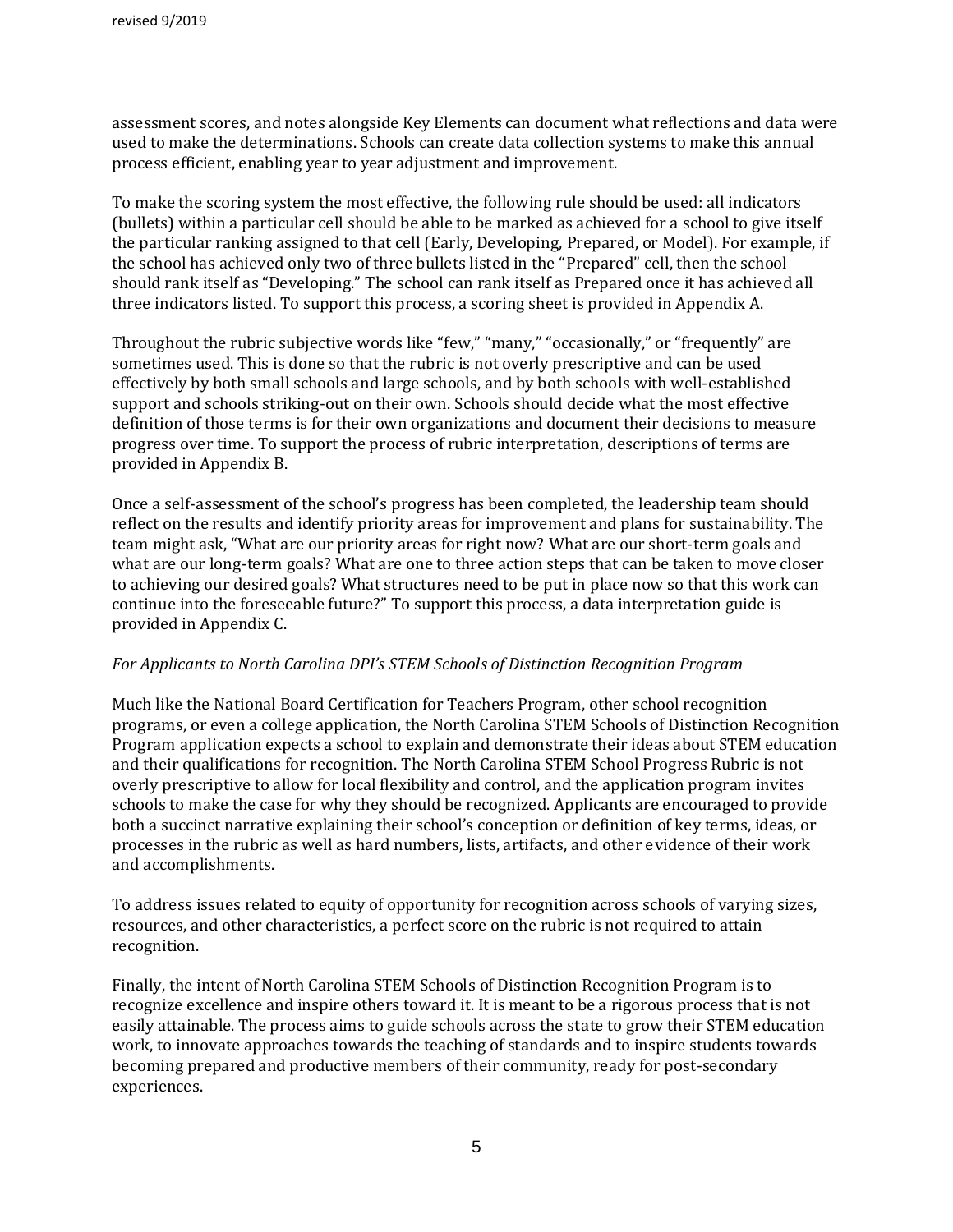assessment scores, and notes alongside Key Elements can document what reflections and data were used to make the determinations. Schools can create data collection systems to make this annual process efficient, enabling year to year adjustment and improvement.

To make the scoring system the most effective, the following rule should be used: all indicators (bullets) within a particular cell should be able to be marked as achieved for a school to give itself the particular ranking assigned to that cell (Early, Developing, Prepared, or Model). For example, if the school has achieved only two of three bullets listed in the "Prepared" cell, then the school should rank itself as "Developing." The school can rank itself as Prepared once it has achieved all three indicators listed. To support this process, a scoring sheet is provided in Appendix A.

Throughout the rubric subjective words like "few," "many," "occasionally," or "frequently" are sometimes used. This is done so that the rubric is not overly prescriptive and can be used effectively by both small schools and large schools, and by both schools with well-established support and schools striking-out on their own. Schools should decide what the most effective definition of those terms is for their own organizations and document their decisions to measure progress over time. To support the process of rubric interpretation, descriptions of terms are provided in Appendix B.

Once a self-assessment of the school's progress has been completed, the leadership team should reflect on the results and identify priority areas for improvement and plans for sustainability. The team might ask, "What are our priority areas for right now? What are our short-term goals and what are our long-term goals? What are one to three action steps that can be taken to move closer to achieving our desired goals? What structures need to be put in place now so that this work can continue into the foreseeable future?" To support this process, a data interpretation guide is provided in Appendix C.

*For Applicants to North Carolina DPI's STEM Schools of Distinction Recognition Program*

Much like the National Board Certification for Teachers Program, other school recognition programs, or even a college application, the North Carolina STEM Schools of Distinction Recognition Program application expects a school to explain and demonstrate their ideas about STEM education and their qualifications for recognition. The North Carolina STEM School Progress Rubric is not overly prescriptive to allow for local flexibility and control, and the application program invites schools to make the case for why they should be recognized. Applicants are encouraged to provide both a succinct narrative explaining their school's conception or definition of key terms, ideas, or processes in the rubric as well as hard numbers, lists, artifacts, and other evidence of their work and accomplishments.

To address issues related to equity of opportunity for recognition across schools of varying sizes, resources, and other characteristics, a perfect score on the rubric is not required to attain recognition.

Finally, the intent of North Carolina STEM Schools of Distinction Recognition Program is to recognize excellence and inspire others toward it. It is meant to be a rigorous process that is not easily attainable. The process aims to guide schools across the state to grow their STEM education work, to innovate approaches towards the teaching of standards and to inspire students towards becoming prepared and productive members of their community, ready for post-secondary experiences.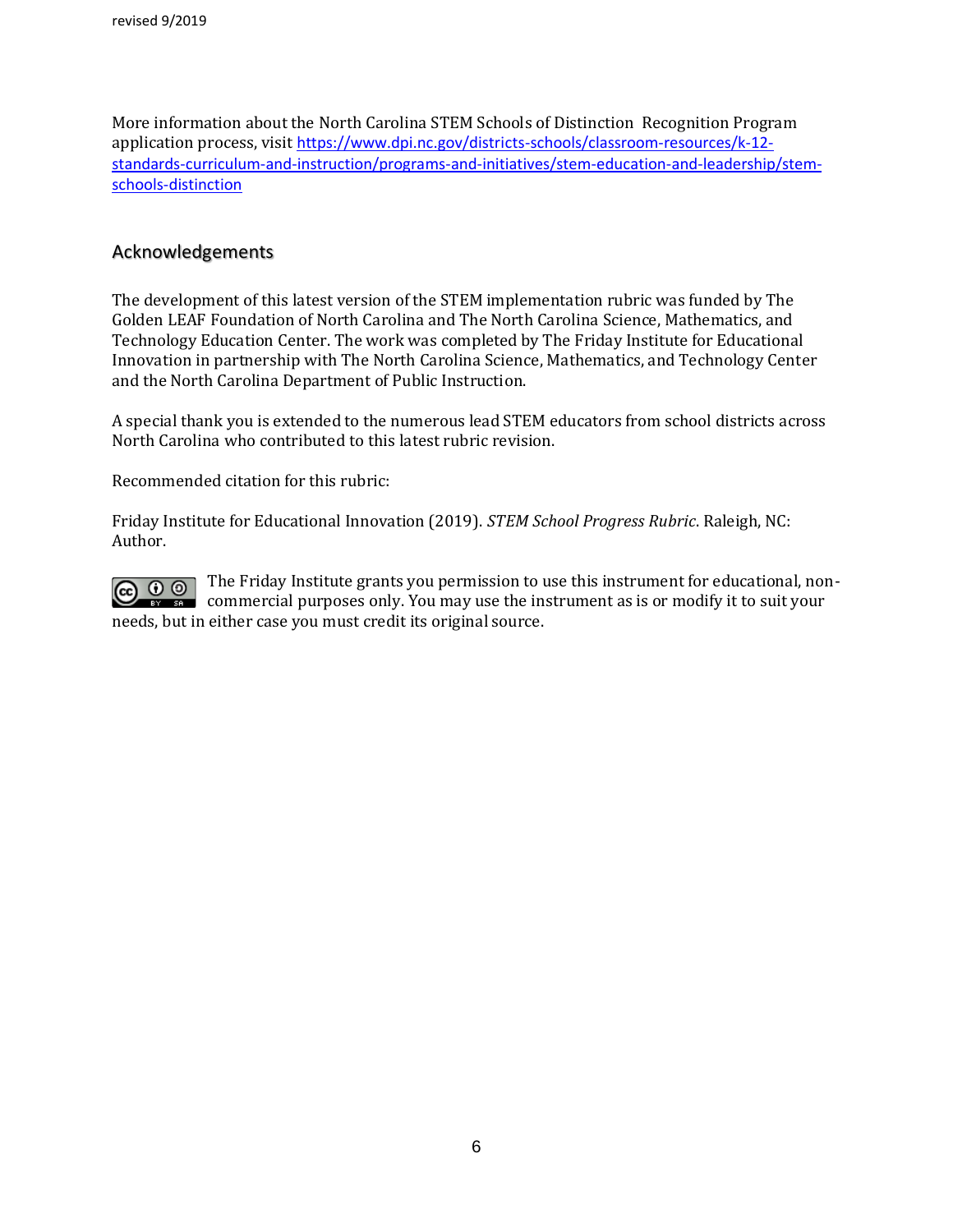More information about the North Carolina STEM Schools of Distinction Recognition Program application process, visit [https://www.dpi.nc.gov/districts-schools/classroom-resources/k-12-standards-curriculum-and-instruction/programs-and-initiatives/stem-education-and-leadership/stem-schools-distinction](https://www.dpi.nc.gov/districts-schools/classroom-resources/k-12-standards-curriculum-and-instruction/programs-and-initiatives/stem-education-and-leadership/stem-schools-distinction)

## Acknowledgements

The development of this latest version of the STEM implementation rubric was funded by The Golden LEAF Foundation of North Carolina and The North Carolina Science, Mathematics, and Technology Education Center. The work was completed by The Friday Institute for Educational Innovation in partnership with The North Carolina Science, Mathematics, and Technology Center and the North Carolina Department of Public Instruction.

A special thank you is extended to the numerous lead STEM educators from school districts across North Carolina who contributed to this latest rubric revision.

Recommended citation for this rubric:

Friday Institute for Educational Innovation (2019). *STEM School Progress Rubric*. Raleigh, NC: Author.

The Friday Institute grants you permission to use this instrument for educational, non-commercial purposes only. You may use the instrument as is or modify it to suit your needs, but in either case you must credit its original source.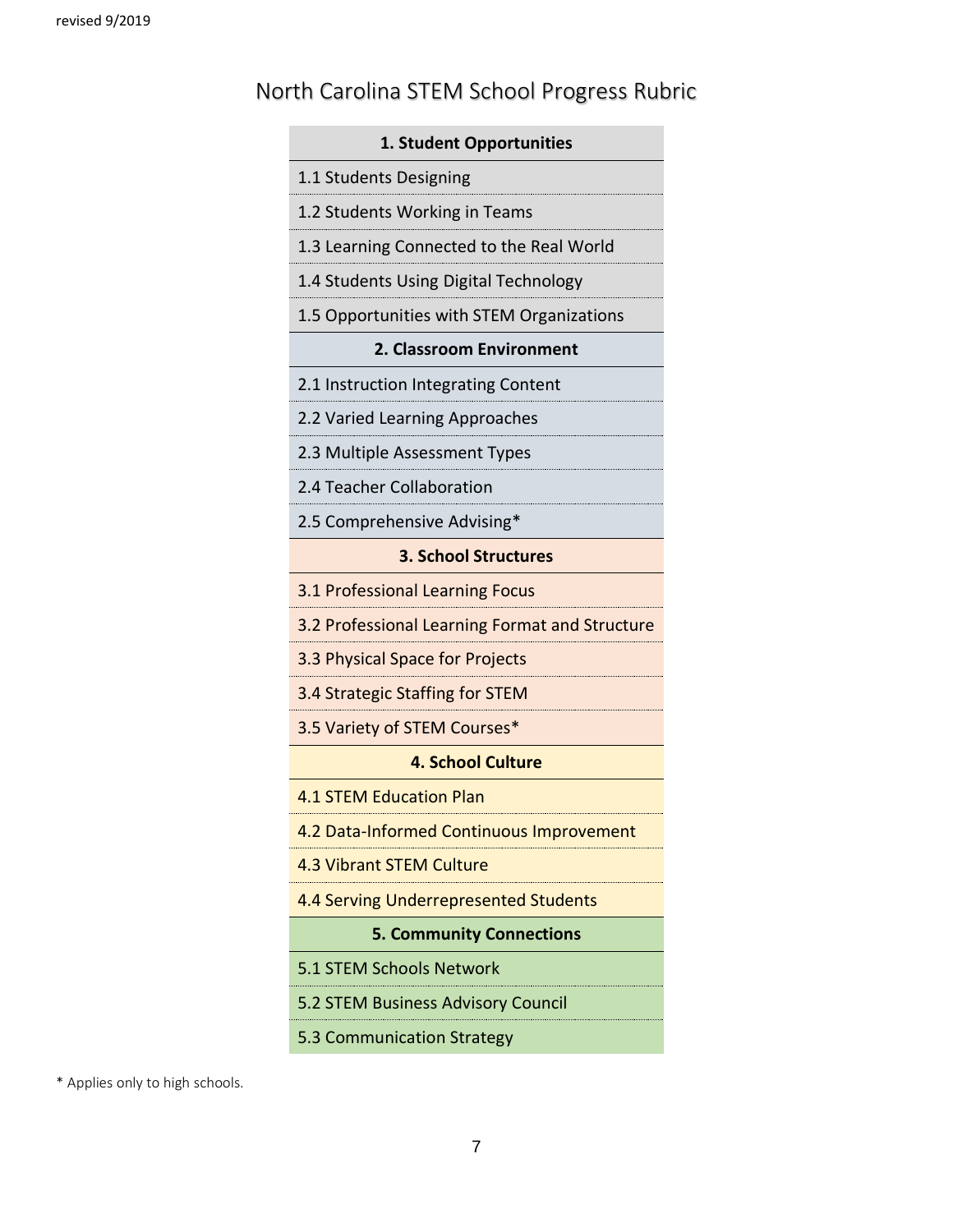# North Carolina STEM School Progress Rubric

| **1. Student Opportunities** |
| --- |
| 1.1 Students Designing |
| 1.2 Students Working in Teams |
| 1.3 Learning Connected to the Real World |
| 1.4 Students Using Digital Technology |
| 1.5 Opportunities with STEM Organizations |
| **2. Classroom Environment** |
| 2.1 Instruction Integrating Content |
| 2.2 Varied Learning Approaches |
| 2.3 Multiple Assessment Types |
| 2.4 Teacher Collaboration |
| 2.5 Comprehensive Advising* |
| **3. School Structures** |
| 3.1 Professional Learning Focus |
| 3.2 Professional Learning Format and Structure |
| 3.3 Physical Space for Projects |
| 3.4 Strategic Staffing for STEM |
| 3.5 Variety of STEM Courses* |
| **4. School Culture** |
| 4.1 STEM Education Plan |
| 4.2 Data-Informed Continuous Improvement |
| 4.3 Vibrant STEM Culture |
| 4.4 Serving Underrepresented Students |
| **5. Community Connections** |
| 5.1 STEM Schools Network |
| 5.2 STEM Business Advisory Council |
| 5.3 Communication Strategy |

* Applies only to high schools.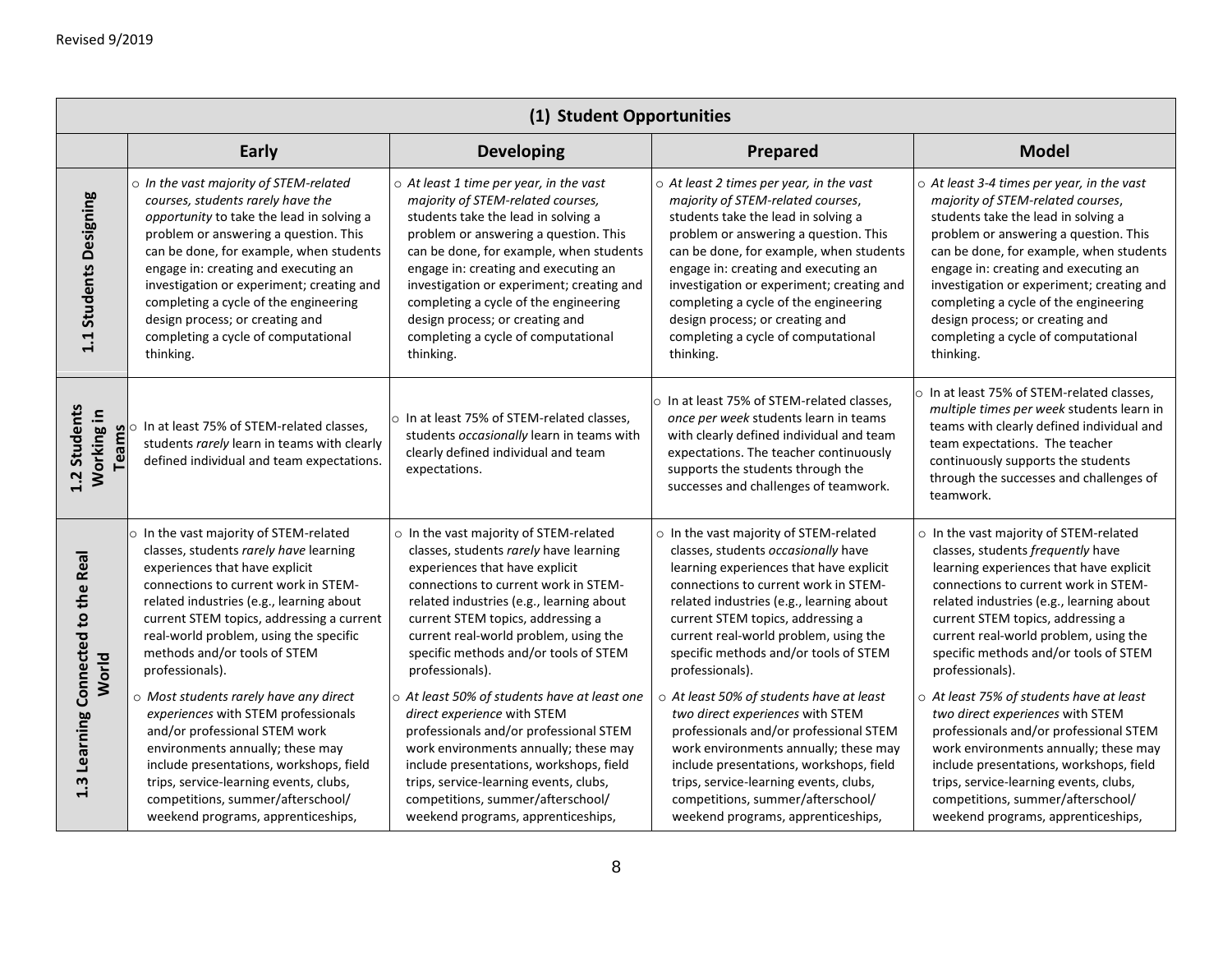| (1) Student Opportunities | | | | |
|---|---|---|---|---|
| | **Early** | **Developing** | **Prepared** | **Model** |
| **1.1 Students Designing** | ○ *In the vast majority of STEM-related courses, students rarely have the opportunity* to take the lead in solving a problem or answering a question. This can be done, for example, when students engage in: creating and executing an investigation or experiment; creating and completing a cycle of the engineering design process; or creating and completing a cycle of computational thinking. | ○ *At least 1 time per year, in the vast majority of STEM-related courses,* students take the lead in solving a problem or answering a question. This can be done, for example, when students engage in: creating and executing an investigation or experiment; creating and completing a cycle of the engineering design process; or creating and completing a cycle of computational thinking. | ○ *At least 2 times per year, in the vast majority of STEM-related courses*, students take the lead in solving a problem or answering a question. This can be done, for example, when students engage in: creating and executing an investigation or experiment; creating and completing a cycle of the engineering design process; or creating and completing a cycle of computational thinking. | ○ *At least 3-4 times per year, in the vast majority of STEM-related courses*, students take the lead in solving a problem or answering a question. This can be done, for example, when students engage in: creating and executing an investigation or experiment; creating and completing a cycle of the engineering design process; or creating and completing a cycle of computational thinking. |
| **1.2 Students Working in Teams** | ○ In at least 75% of STEM-related classes, students *rarely* learn in teams with clearly defined individual and team expectations. | ○ In at least 75% of STEM-related classes, students *occasionally* learn in teams with clearly defined individual and team expectations. | ○ In at least 75% of STEM-related classes, *once per week* students learn in teams with clearly defined individual and team expectations. The teacher continuously supports the students through the successes and challenges of teamwork. | ○ In at least 75% of STEM-related classes, *multiple times per week* students learn in teams with clearly defined individual and team expectations. The teacher continuously supports the students through the successes and challenges of teamwork. |
| **1.3 Learning Connected to the Real World** | ○ In the vast majority of STEM-related classes, students *rarely have* learning experiences that have explicit connections to current work in STEM-related industries (e.g., learning about current STEM topics, addressing a current real-world problem, using the specific methods and/or tools of STEM professionals).<br><br>○ *Most students rarely have any direct experiences* with STEM professionals and/or professional STEM work environments annually; these may include presentations, workshops, field trips, service-learning events, clubs, competitions, summer/afterschool/ weekend programs, apprenticeships, | ○ In the vast majority of STEM-related classes, students *rarely* have learning experiences that have explicit connections to current work in STEM-related industries (e.g., learning about current STEM topics, addressing a current real-world problem, using the specific methods and/or tools of STEM professionals).<br><br>○ *At least 50% of students have at least one direct experience* with STEM professionals and/or professional STEM work environments annually; these may include presentations, workshops, field trips, service-learning events, clubs, competitions, summer/afterschool/ weekend programs, apprenticeships, | ○ In the vast majority of STEM-related classes, students *occasionally* have learning experiences that have explicit connections to current work in STEM-related industries (e.g., learning about current STEM topics, addressing a current real-world problem, using the specific methods and/or tools of STEM professionals).<br><br>○ *At least 50% of students have at least two direct experiences* with STEM professionals and/or professional STEM work environments annually; these may include presentations, workshops, field trips, service-learning events, clubs, competitions, summer/afterschool/ weekend programs, apprenticeships, | ○ In the vast majority of STEM-related classes, students *frequently* have learning experiences that have explicit connections to current work in STEM-related industries (e.g., learning about current STEM topics, addressing a current real-world problem, using the specific methods and/or tools of STEM professionals).<br><br>○ *At least 75% of students have at least two direct experiences* with STEM professionals and/or professional STEM work environments annually; these may include presentations, workshops, field trips, service-learning events, clubs, competitions, summer/afterschool/ weekend programs, apprenticeships, |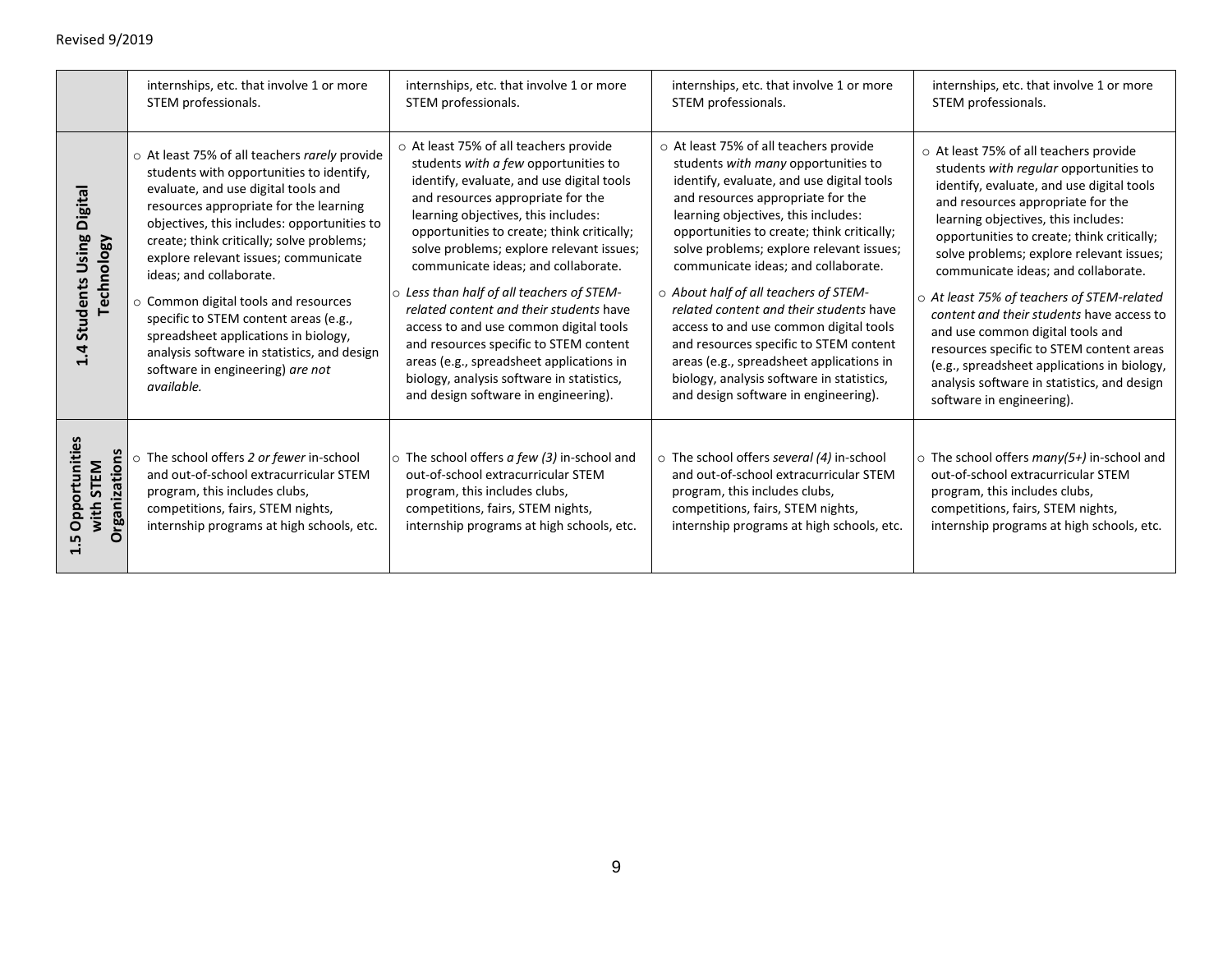|  |  |  |  |  |
|---|---|---|---|---|
|  | internships, etc. that involve 1 or more STEM professionals. | internships, etc. that involve 1 or more STEM professionals. | internships, etc. that involve 1 or more STEM professionals. | internships, etc. that involve 1 or more STEM professionals. |
| **1.4 Students Using Digital Technology** | ○ At least 75% of all teachers *rarely* provide students with opportunities to identify, evaluate, and use digital tools and resources appropriate for the learning objectives, this includes: opportunities to create; think critically; solve problems; explore relevant issues; communicate ideas; and collaborate.<br>○ Common digital tools and resources specific to STEM content areas (e.g., spreadsheet applications in biology, analysis software in statistics, and design software in engineering) *are not available.* | ○ At least 75% of all teachers provide students *with a few* opportunities to identify, evaluate, and use digital tools and resources appropriate for the learning objectives, this includes: opportunities to create; think critically; solve problems; explore relevant issues; communicate ideas; and collaborate.<br>○ *Less than half of all teachers of STEM-related content and their students* have access to and use common digital tools and resources specific to STEM content areas (e.g., spreadsheet applications in biology, analysis software in statistics, and design software in engineering). | ○ At least 75% of all teachers provide students *with many* opportunities to identify, evaluate, and use digital tools and resources appropriate for the learning objectives, this includes: opportunities to create; think critically; solve problems; explore relevant issues; communicate ideas; and collaborate.<br>○ *About half of all teachers of STEM-related content and their students* have access to and use common digital tools and resources specific to STEM content areas (e.g., spreadsheet applications in biology, analysis software in statistics, and design software in engineering). | ○ At least 75% of all teachers provide students *with regular* opportunities to identify, evaluate, and use digital tools and resources appropriate for the learning objectives, this includes: opportunities to create; think critically; solve problems; explore relevant issues; communicate ideas; and collaborate.<br>○ *At least 75% of teachers of STEM-related content and their students* have access to and use common digital tools and resources specific to STEM content areas (e.g., spreadsheet applications in biology, analysis software in statistics, and design software in engineering). |
| **1.5 Opportunities with STEM Organizations** | ○ The school offers *2 or fewer* in-school and out-of-school extracurricular STEM program, this includes clubs, competitions, fairs, STEM nights, internship programs at high schools, etc. | ○ The school offers *a few (3)* in-school and out-of-school extracurricular STEM program, this includes clubs, competitions, fairs, STEM nights, internship programs at high schools, etc. | ○ The school offers *several (4)* in-school and out-of-school extracurricular STEM program, this includes clubs, competitions, fairs, STEM nights, internship programs at high schools, etc. | ○ The school offers *many(5+)* in-school and out-of-school extracurricular STEM program, this includes clubs, competitions, fairs, STEM nights, internship programs at high schools, etc. |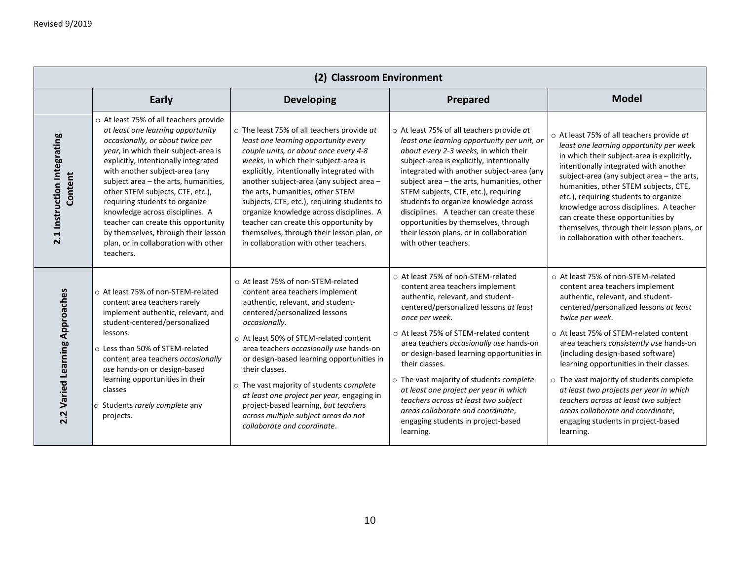| (2) Classroom Environment | | | | |
|---|---|---|---|---|
| | **Early** | **Developing** | **Prepared** | **Model** |
| **2.1 Instruction Integrating Content** | ○ At least 75% of all teachers provide *at least one learning opportunity occasionally, or about twice per year,* in which their subject-area is explicitly, intentionally integrated with another subject-area (any subject area – the arts, humanities, other STEM subjects, CTE, etc.), requiring students to organize knowledge across disciplines. A teacher can create this opportunity by themselves, through their lesson plan, or in collaboration with other teachers. | ○ The least 75% of all teachers provide *at least one learning opportunity every couple units, or about once every 4-8 weeks*, in which their subject-area is explicitly, intentionally integrated with another subject-area (any subject area – the arts, humanities, other STEM subjects, CTE, etc.), requiring students to organize knowledge across disciplines. A teacher can create this opportunity by themselves, through their lesson plan, or in collaboration with other teachers. | ○ At least 75% of all teachers provide *at least one learning opportunity per unit, or about every 2-3 weeks,* in which their subject-area is explicitly, intentionally integrated with another subject-area (any subject area – the arts, humanities, other STEM subjects, CTE, etc.), requiring students to organize knowledge across disciplines. A teacher can create these opportunities by themselves, through their lesson plans, or in collaboration with other teachers. | ○ At least 75% of all teachers provide *at least one learning opportunity per week* in which their subject-area is explicitly, intentionally integrated with another subject-area (any subject area – the arts, humanities, other STEM subjects, CTE, etc.), requiring students to organize knowledge across disciplines. A teacher can create these opportunities by themselves, through their lesson plans, or in collaboration with other teachers. |
| **2.2 Varied Learning Approaches** | ○ At least 75% of non-STEM-related content area teachers rarely implement authentic, relevant, and student-centered/personalized lessons.<br>○ Less than 50% of STEM-related content area teachers *occasionally use* hands-on or design-based learning opportunities in their classes<br>○ Students *rarely complete* any projects. | ○ At least 75% of non-STEM-related content area teachers implement authentic, relevant, and student-centered/personalized lessons *occasionally*.<br>○ At least 50% of STEM-related content area teachers *occasionally use* hands-on or design-based learning opportunities in their classes.<br>○ The vast majority of students *complete at least one project per year,* engaging in project-based learning, *but teachers across multiple subject areas do not collaborate and coordinate*. | ○ At least 75% of non-STEM-related content area teachers implement authentic, relevant, and student-centered/personalized lessons *at least once per week*.<br>○ At least 75% of STEM-related content area teachers *occasionally use* hands-on or design-based learning opportunities in their classes.<br>○ The vast majority of students *complete at least one project per year in which teachers across at least two subject areas collaborate and coordinate*, engaging students in project-based learning. | ○ At least 75% of non-STEM-related content area teachers implement authentic, relevant, and student-centered/personalized lessons *at least twice per week*.<br>○ At least 75% of STEM-related content area teachers *consistently use* hands-on (including design-based software) learning opportunities in their classes.<br>○ The vast majority of students complete *at least two projects per year in which teachers across at least two subject areas collaborate and coordinate*, engaging students in project-based learning. |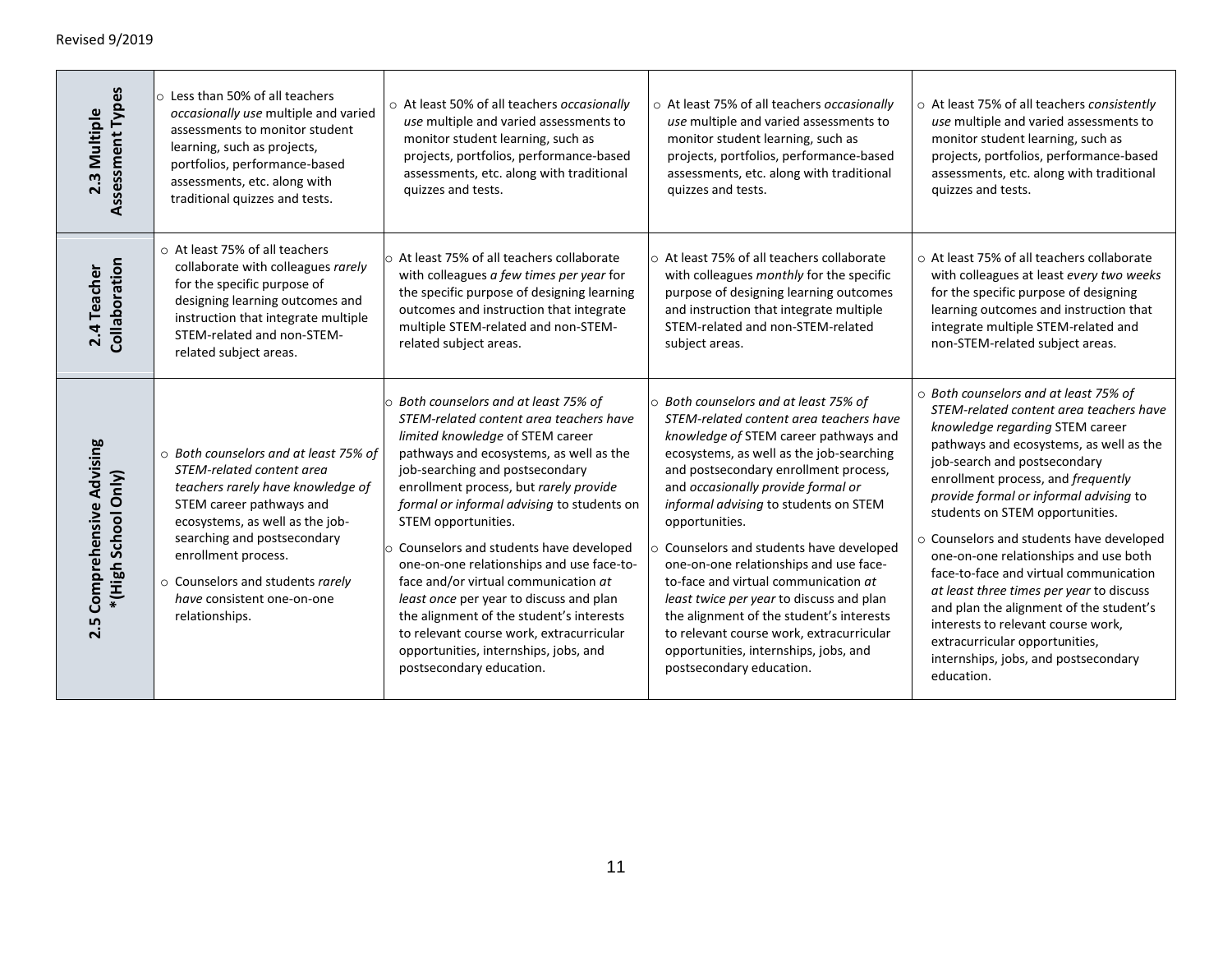Revised 9/2019

| | | | | |
|---|---|---|---|---|
| **2.3 Multiple Assessment Types** | ○ Less than 50% of all teachers *occasionally use* multiple and varied assessments to monitor student learning, such as projects, portfolios, performance-based assessments, etc. along with traditional quizzes and tests. | ○ At least 50% of all teachers *occasionally use* multiple and varied assessments to monitor student learning, such as projects, portfolios, performance-based assessments, etc. along with traditional quizzes and tests. | ○ At least 75% of all teachers *occasionally use* multiple and varied assessments to monitor student learning, such as projects, portfolios, performance-based assessments, etc. along with traditional quizzes and tests. | ○ At least 75% of all teachers *consistently use* multiple and varied assessments to monitor student learning, such as projects, portfolios, performance-based assessments, etc. along with traditional quizzes and tests. |
| **2.4 Teacher Collaboration** | ○ At least 75% of all teachers collaborate with colleagues *rarely* for the specific purpose of designing learning outcomes and instruction that integrate multiple STEM-related and non-STEM-related subject areas. | ○ At least 75% of all teachers collaborate with colleagues *a few times per year* for the specific purpose of designing learning outcomes and instruction that integrate multiple STEM-related and non-STEM-related subject areas. | ○ At least 75% of all teachers collaborate with colleagues *monthly* for the specific purpose of designing learning outcomes and instruction that integrate multiple STEM-related and non-STEM-related subject areas. | ○ At least 75% of all teachers collaborate with colleagues at least *every two weeks* for the specific purpose of designing learning outcomes and instruction that integrate multiple STEM-related and non-STEM-related subject areas. |
| **2.5 Comprehensive Advising *(High School Only)** | ○ *Both counselors and at least 75% of STEM-related content area teachers rarely have knowledge of* STEM career pathways and ecosystems, as well as the job-searching and postsecondary enrollment process.<br>○ Counselors and students *rarely have* consistent one-on-one relationships. | ○ *Both counselors and at least 75% of STEM-related content area teachers have limited knowledge* of STEM career pathways and ecosystems, as well as the job-searching and postsecondary enrollment process, but *rarely provide formal or informal advising* to students on STEM opportunities.<br>○ Counselors and students have developed one-on-one relationships and use face-to-face and/or virtual communication *at least once* per year to discuss and plan the alignment of the student's interests to relevant course work, extracurricular opportunities, internships, jobs, and postsecondary education. | ○ *Both counselors and at least 75% of STEM-related content area teachers have knowledge of* STEM career pathways and ecosystems, as well as the job-searching and postsecondary enrollment process, and *occasionally provide formal or informal advising* to students on STEM opportunities.<br>○ Counselors and students have developed one-on-one relationships and use face-to-face and virtual communication *at least twice per year* to discuss and plan the alignment of the student's interests to relevant course work, extracurricular opportunities, internships, jobs, and postsecondary education. | ○ *Both counselors and at least 75% of STEM-related content area teachers have knowledge regarding* STEM career pathways and ecosystems, as well as the job-search and postsecondary enrollment process, and *frequently provide formal or informal advising* to students on STEM opportunities.<br>○ Counselors and students have developed one-on-one relationships and use both face-to-face and virtual communication *at least three times per year* to discuss and plan the alignment of the student's interests to relevant course work, extracurricular opportunities, internships, jobs, and postsecondary education. |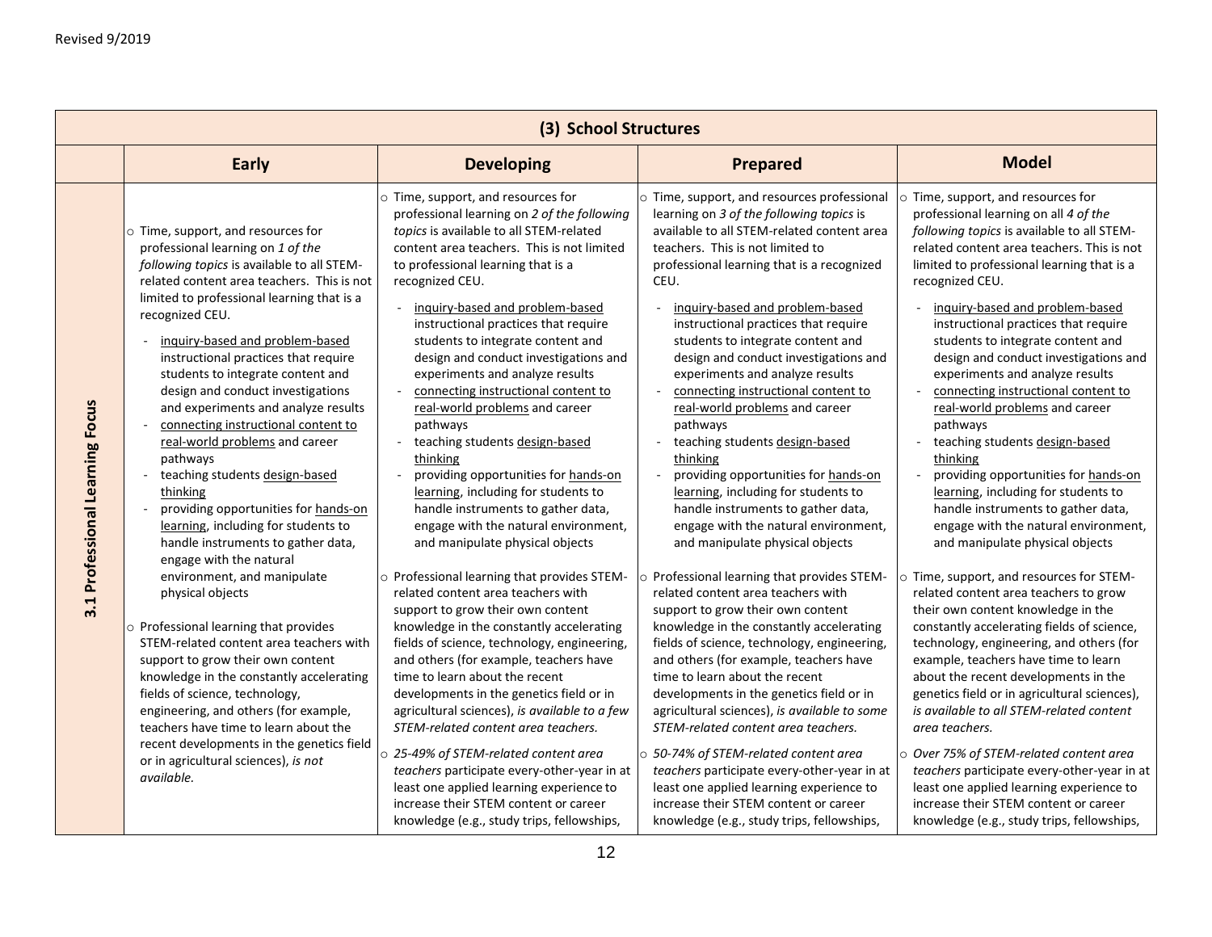| (3) School Structures | | | | |
|---|---|---|---|---|
| | **Early** | **Developing** | **Prepared** | **Model** |
| **3.1 Professional Learning Focus** | ○ Time, support, and resources for professional learning on *1 of the following topics* is available to all STEM-related content area teachers. This is not limited to professional learning that is a recognized CEU.<br>- inquiry-based and problem-based instructional practices that require students to integrate content and design and conduct investigations and experiments and analyze results<br>- connecting instructional content to real-world problems and career pathways<br>- teaching students design-based thinking<br>- providing opportunities for hands-on learning, including for students to handle instruments to gather data, engage with the natural environment, and manipulate physical objects<br><br>○ Professional learning that provides STEM-related content area teachers with support to grow their own content knowledge in the constantly accelerating fields of science, technology, engineering, and others (for example, teachers have time to learn about the recent developments in the genetics field or in agricultural sciences), *is not available.* | ○ Time, support, and resources for professional learning on *2 of the following topics* is available to all STEM-related content area teachers. This is not limited to professional learning that is a recognized CEU.<br>- inquiry-based and problem-based instructional practices that require students to integrate content and design and conduct investigations and experiments and analyze results<br>- connecting instructional content to real-world problems and career pathways<br>- teaching students design-based thinking<br>- providing opportunities for hands-on learning, including for students to handle instruments to gather data, engage with the natural environment, and manipulate physical objects<br><br>○ Professional learning that provides STEM-related content area teachers with support to grow their own content knowledge in the constantly accelerating fields of science, technology, engineering, and others (for example, teachers have time to learn about the recent developments in the genetics field or in agricultural sciences), *is available to a few STEM-related content area teachers.*<br><br>○ *25-49% of STEM-related content area teachers* participate every-other-year in at least one applied learning experience to increase their STEM content or career knowledge (e.g., study trips, fellowships, | ○ Time, support, and resources professional learning on *3 of the following topics* is available to all STEM-related content area teachers. This is not limited to professional learning that is a recognized CEU.<br>- inquiry-based and problem-based instructional practices that require students to integrate content and design and conduct investigations and experiments and analyze results<br>- connecting instructional content to real-world problems and career pathways<br>- teaching students design-based thinking<br>- providing opportunities for hands-on learning, including for students to handle instruments to gather data, engage with the natural environment, and manipulate physical objects<br><br>○ Professional learning that provides STEM-related content area teachers with support to grow their own content knowledge in the constantly accelerating fields of science, technology, engineering, and others (for example, teachers have time to learn about the recent developments in the genetics field or in agricultural sciences), *is available to some STEM-related content area teachers.*<br><br>○ *50-74% of STEM-related content area teachers* participate every-other-year in at least one applied learning experience to increase their STEM content or career knowledge (e.g., study trips, fellowships, | ○ Time, support, and resources for professional learning on all *4 of the following topics* is available to all STEM-related content area teachers. This is not limited to professional learning that is a recognized CEU.<br>- inquiry-based and problem-based instructional practices that require students to integrate content and design and conduct investigations and experiments and analyze results<br>- connecting instructional content to real-world problems and career pathways<br>- teaching students design-based thinking<br>- providing opportunities for hands-on learning, including for students to handle instruments to gather data, engage with the natural environment, and manipulate physical objects<br><br>○ Time, support, and resources for STEM-related content area teachers to grow their own content knowledge in the constantly accelerating fields of science, technology, engineering, and others (for example, teachers have time to learn about the recent developments in the genetics field or in agricultural sciences), *is available to all STEM-related content area teachers.*<br><br>○ *Over 75% of STEM-related content area teachers* participate every-other-year in at least one applied learning experience to increase their STEM content or career knowledge (e.g., study trips, fellowships, |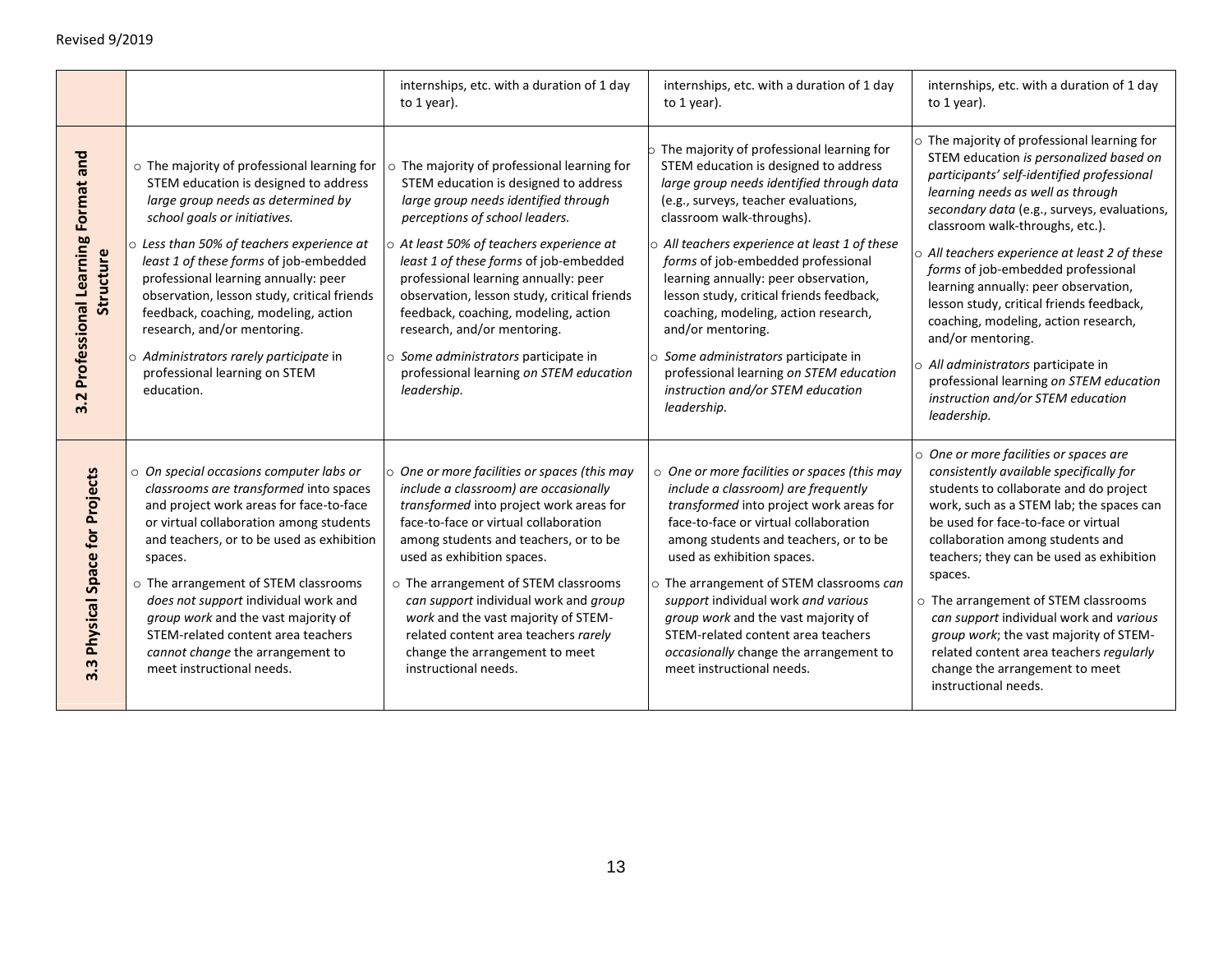| | | | | |
|---|---|---|---|---|
| | | internships, etc. with a duration of 1 day to 1 year). | internships, etc. with a duration of 1 day to 1 year). | internships, etc. with a duration of 1 day to 1 year). |
| **3.2 Professional Learning Format and Structure** | ○ The majority of professional learning for STEM education is designed to address *large group needs as determined by school goals or initiatives.*<br>○ *Less than 50% of teachers experience at least 1 of these forms* of job-embedded professional learning annually: peer observation, lesson study, critical friends feedback, coaching, modeling, action research, and/or mentoring.<br>○ *Administrators rarely participate* in professional learning on STEM education. | ○ The majority of professional learning for STEM education is designed to address *large group needs identified through perceptions of school leaders.*<br>○ *At least 50% of teachers experience at least 1 of these forms* of job-embedded professional learning annually: peer observation, lesson study, critical friends feedback, coaching, modeling, action research, and/or mentoring.<br>○ *Some administrators* participate in professional learning *on STEM education leadership.* | ○ The majority of professional learning for STEM education is designed to address *large group needs identified through data* (e.g., surveys, teacher evaluations, classroom walk-throughs).<br>○ *All teachers experience at least 1 of these forms* of job-embedded professional learning annually: peer observation, lesson study, critical friends feedback, coaching, modeling, action research, and/or mentoring.<br>○ *Some administrators* participate in professional learning *on STEM education instruction and/or STEM education leadership.* | ○ The majority of professional learning for STEM education *is personalized based on participants' self-identified professional learning needs as well as through secondary data* (e.g., surveys, evaluations, classroom walk-throughs, etc.).<br>○ *All teachers experience at least 2 of these forms* of job-embedded professional learning annually: peer observation, lesson study, critical friends feedback, coaching, modeling, action research, and/or mentoring.<br>○ *All administrators* participate in professional learning *on STEM education instruction and/or STEM education leadership.* |
| **3.3 Physical Space for Projects** | ○ *On special occasions computer labs or classrooms are transformed* into spaces and project work areas for face-to-face or virtual collaboration among students and teachers, or to be used as exhibition spaces.<br>○ The arrangement of STEM classrooms *does not support* individual work and *group work* and the vast majority of STEM-related content area teachers *cannot change* the arrangement to meet instructional needs. | ○ *One or more facilities or spaces (this may include a classroom) are occasionally transformed* into project work areas for face-to-face or virtual collaboration among students and teachers, or to be used as exhibition spaces.<br>○ The arrangement of STEM classrooms *can support* individual work and *group work* and the vast majority of STEM-related content area teachers *rarely* change the arrangement to meet instructional needs. | ○ *One or more facilities or spaces (this may include a classroom) are frequently transformed* into project work areas for face-to-face or virtual collaboration among students and teachers, or to be used as exhibition spaces.<br>○ The arrangement of STEM classrooms *can support* individual work *and various group work* and the vast majority of STEM-related content area teachers *occasionally* change the arrangement to meet instructional needs. | ○ *One or more facilities or spaces are consistently available specifically for* students to collaborate and do project work, such as a STEM lab; the spaces can be used for face-to-face or virtual collaboration among students and teachers; they can be used as exhibition spaces.<br>○ The arrangement of STEM classrooms *can support* individual work and *various group work*; the vast majority of STEM-related content area teachers *regularly* change the arrangement to meet instructional needs. |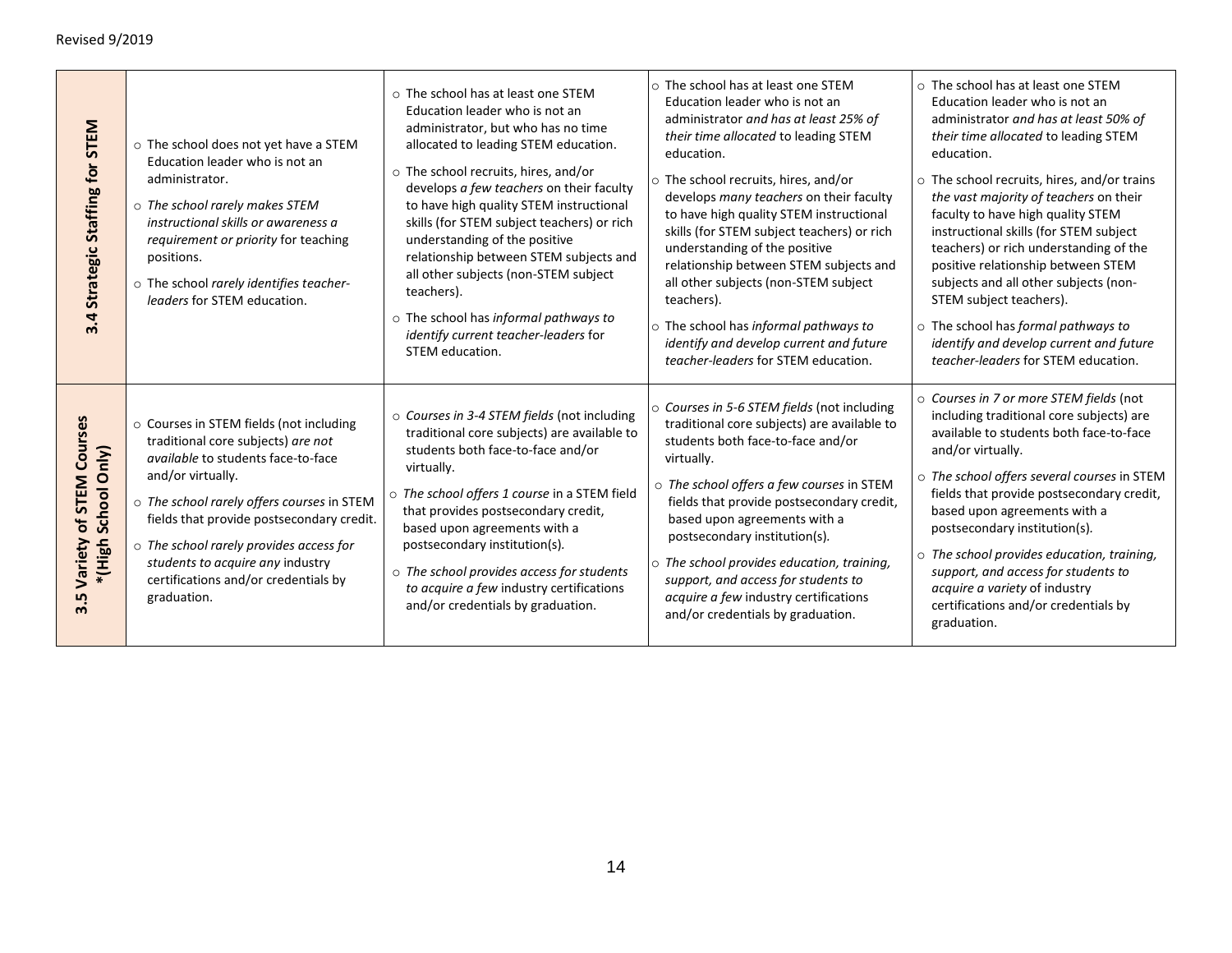| | | | | |
|---|---|---|---|---|
| **3.4 Strategic Staffing for STEM** | ○ The school does not yet have a STEM Education leader who is not an administrator.<br>○ *The school rarely makes STEM instructional skills or awareness a requirement or priority* for teaching positions.<br>○ The school *rarely identifies teacher-leaders* for STEM education. | ○ The school has at least one STEM Education leader who is not an administrator, but who has no time allocated to leading STEM education.<br>○ The school recruits, hires, and/or develops *a few teachers* on their faculty to have high quality STEM instructional skills (for STEM subject teachers) or rich understanding of the positive relationship between STEM subjects and all other subjects (non-STEM subject teachers).<br>○ The school has *informal pathways to identify current teacher-leaders* for STEM education. | ○ The school has at least one STEM Education leader who is not an administrator *and has at least 25% of their time allocated* to leading STEM education.<br>○ The school recruits, hires, and/or develops *many teachers* on their faculty to have high quality STEM instructional skills (for STEM subject teachers) or rich understanding of the positive relationship between STEM subjects and all other subjects (non-STEM subject teachers).<br>○ The school has *informal pathways to identify and develop current and future teacher-leaders* for STEM education. | ○ The school has at least one STEM Education leader who is not an administrator *and has at least 50% of their time allocated* to leading STEM education.<br>○ The school recruits, hires, and/or trains *the vast majority of teachers* on their faculty to have high quality STEM instructional skills (for STEM subject teachers) or rich understanding of the positive relationship between STEM subjects and all other subjects (non-STEM subject teachers).<br>○ The school has *formal pathways to identify and develop current and future teacher-leaders* for STEM education. |
| **3.5 Variety of STEM Courses *(High School Only)** | ○ Courses in STEM fields (not including traditional core subjects) *are not available* to students face-to-face and/or virtually.<br>○ *The school rarely offers courses* in STEM fields that provide postsecondary credit.<br>○ *The school rarely provides access for students to acquire any* industry certifications and/or credentials by graduation. | ○ *Courses in 3-4 STEM fields* (not including traditional core subjects) are available to students both face-to-face and/or virtually.<br>○ *The school offers 1 course* in a STEM field that provides postsecondary credit, based upon agreements with a postsecondary institution(s).<br>○ *The school provides access for students to acquire a few* industry certifications and/or credentials by graduation. | ○ *Courses in 5-6 STEM fields* (not including traditional core subjects) are available to students both face-to-face and/or virtually.<br>○ *The school offers a few courses* in STEM fields that provide postsecondary credit, based upon agreements with a postsecondary institution(s).<br>○ *The school provides education, training, support, and access for students to acquire a few* industry certifications and/or credentials by graduation. | ○ *Courses in 7 or more STEM fields* (not including traditional core subjects) are available to students both face-to-face and/or virtually.<br>○ *The school offers several courses* in STEM fields that provide postsecondary credit, based upon agreements with a postsecondary institution(s).<br>○ *The school provides education, training, support, and access for students to acquire a variety* of industry certifications and/or credentials by graduation. |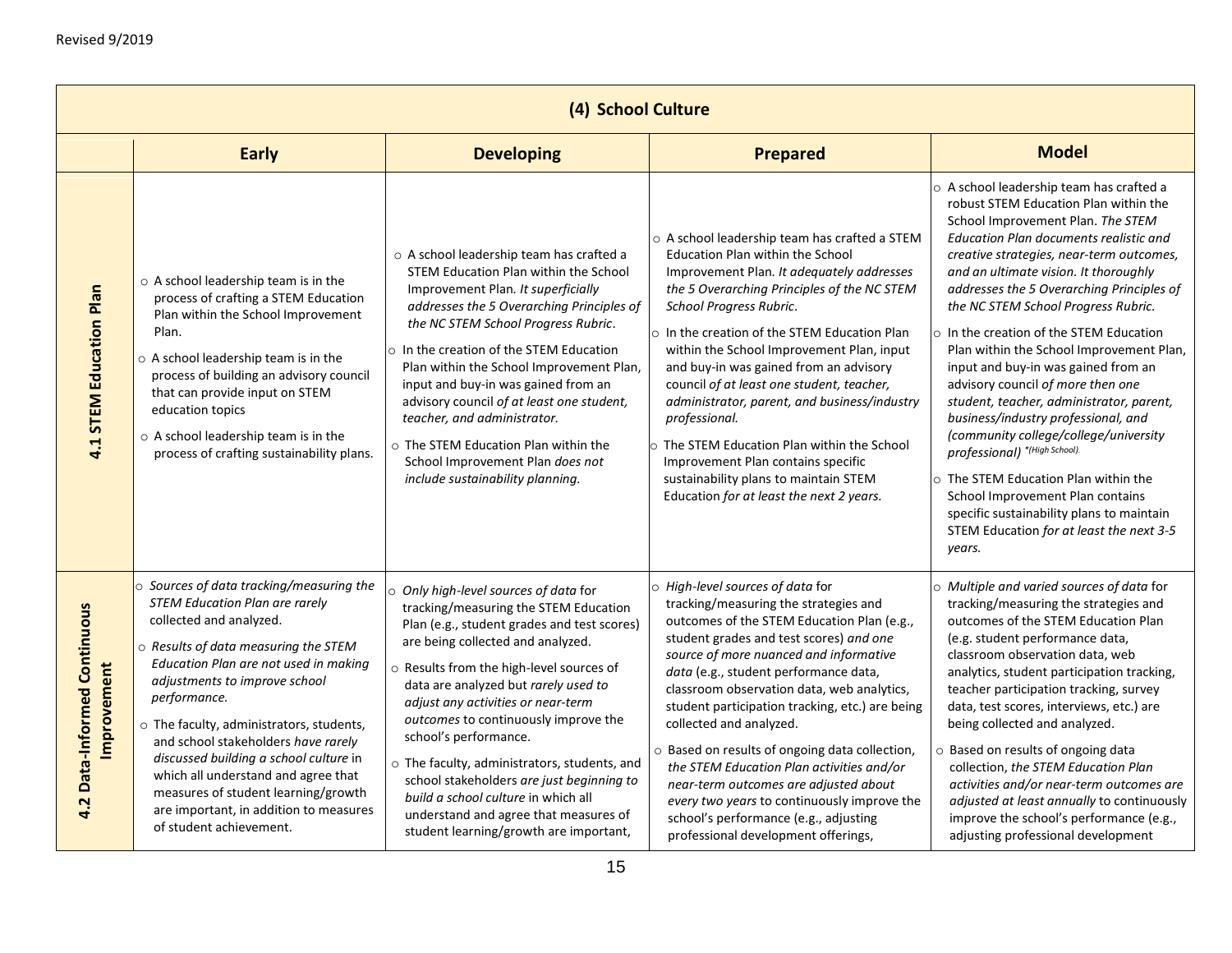| (4) School Culture | | | | |
|---|---|---|---|---|
| | **Early** | **Developing** | **Prepared** | **Model** |
| **4.1 STEM Education Plan** | ○ A school leadership team is in the process of crafting a STEM Education Plan within the School Improvement Plan.<br>○ A school leadership team is in the process of building an advisory council that can provide input on STEM education topics<br>○ A school leadership team is in the process of crafting sustainability plans. | ○ A school leadership team has crafted a STEM Education Plan within the School Improvement Plan. *It superficially addresses the 5 Overarching Principles of the NC STEM School Progress Rubric*.<br>○ In the creation of the STEM Education Plan within the School Improvement Plan, input and buy-in was gained from an advisory council *of at least one student, teacher, and administrator.*<br>○ The STEM Education Plan within the School Improvement Plan *does not include sustainability planning.* | ○ A school leadership team has crafted a STEM Education Plan within the School Improvement Plan. *It adequately addresses the 5 Overarching Principles of the NC STEM School Progress Rubric*.<br>○ In the creation of the STEM Education Plan within the School Improvement Plan, input and buy-in was gained from an advisory council *of at least one student, teacher, administrator, parent, and business/industry professional.*<br>○ The STEM Education Plan within the School Improvement Plan contains specific sustainability plans to maintain STEM Education *for at least the next 2 years.* | ○ A school leadership team has crafted a robust STEM Education Plan within the School Improvement Plan. *The STEM Education Plan documents realistic and creative strategies, near-term outcomes, and an ultimate vision. It thoroughly addresses the 5 Overarching Principles of the NC STEM School Progress Rubric.*<br>○ In the creation of the STEM Education Plan within the School Improvement Plan, input and buy-in was gained from an advisory council *of more then one student, teacher, administrator, parent, business/industry professional, and (community college/college/university professional)* *(High School).<br>○ The STEM Education Plan within the School Improvement Plan contains specific sustainability plans to maintain STEM Education *for at least the next 3-5 years.* |
| **4.2 Data-Informed Continuous Improvement** | ○ *Sources of data tracking/measuring the STEM Education Plan are rarely* collected and analyzed.<br>○ *Results of data measuring the STEM Education Plan are not used in making adjustments to improve school performance.*<br>○ The faculty, administrators, students, and school stakeholders *have rarely discussed building a school culture* in which all understand and agree that measures of student learning/growth are important, in addition to measures of student achievement. | ○ *Only high-level sources of data* for tracking/measuring the STEM Education Plan (e.g., student grades and test scores) are being collected and analyzed.<br>○ Results from the high-level sources of data are analyzed but *rarely used to adjust any activities or near-term outcomes* to continuously improve the school's performance.<br>○ The faculty, administrators, students, and school stakeholders *are just beginning to build a school culture* in which all understand and agree that measures of student learning/growth are important, | ○ *High-level sources of data* for tracking/measuring the strategies and outcomes of the STEM Education Plan (e.g., student grades and test scores) *and one source of more nuanced and informative data* (e.g., student performance data, classroom observation data, web analytics, student participation tracking, etc.) are being collected and analyzed.<br>○ Based on results of ongoing data collection, *the STEM Education Plan activities and/or near-term outcomes are adjusted about every two years* to continuously improve the school's performance (e.g., adjusting professional development offerings, | ○ *Multiple and varied sources of data* for tracking/measuring the strategies and outcomes of the STEM Education Plan (e.g. student performance data, classroom observation data, web analytics, student participation tracking, teacher participation tracking, survey data, test scores, interviews, etc.) are being collected and analyzed.<br>○ Based on results of ongoing data collection, *the STEM Education Plan activities and/or near-term outcomes are adjusted at least annually* to continuously improve the school's performance (e.g., adjusting professional development |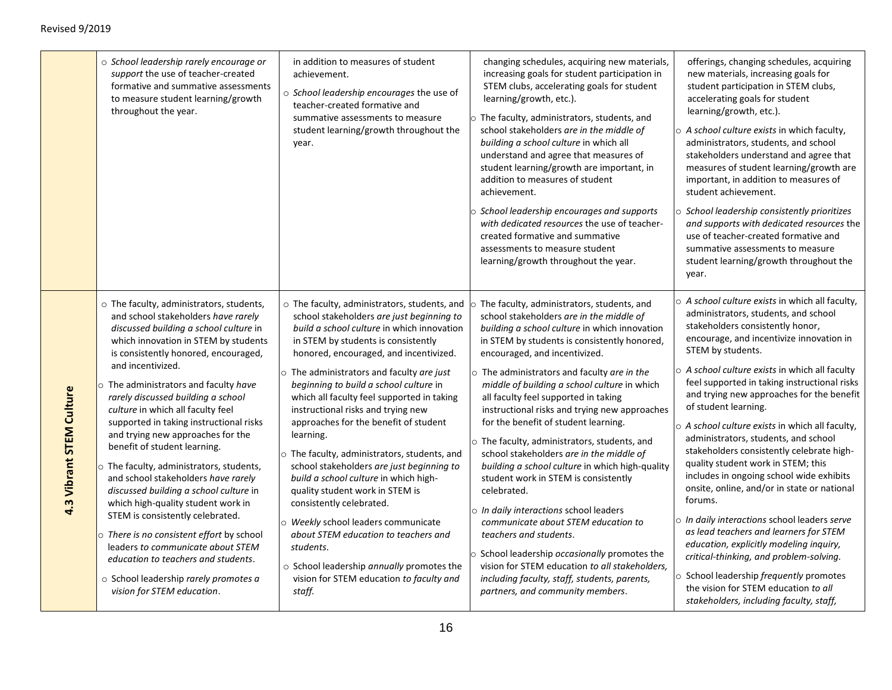| | | | | |
|---|---|---|---|---|
| | ○ *School leadership rarely encourage or support* the use of teacher-created formative and summative assessments to measure student learning/growth throughout the year. | in addition to measures of student achievement.<br>○ *School leadership encourages* the use of teacher-created formative and summative assessments to measure student learning/growth throughout the year. | changing schedules, acquiring new materials, increasing goals for student participation in STEM clubs, accelerating goals for student learning/growth, etc.).<br>○ The faculty, administrators, students, and school stakeholders *are in the middle of building a school culture* in which all understand and agree that measures of student learning/growth are important, in addition to measures of student achievement.<br>○ *School leadership encourages and supports with dedicated resources* the use of teacher-created formative and summative assessments to measure student learning/growth throughout the year. | offerings, changing schedules, acquiring new materials, increasing goals for student participation in STEM clubs, accelerating goals for student learning/growth, etc.).<br>○ *A school culture exists* in which faculty, administrators, students, and school stakeholders understand and agree that measures of student learning/growth are important, in addition to measures of student achievement.<br>○ *School leadership consistently prioritizes and supports with dedicated resources* the use of teacher-created formative and summative assessments to measure student learning/growth throughout the year. |
| **4.3 Vibrant STEM Culture** | ○ The faculty, administrators, students, and school stakeholders *have rarely discussed building a school culture* in which innovation in STEM by students is consistently honored, encouraged, and incentivized.<br>○ The administrators and faculty *have rarely discussed building a school culture* in which all faculty feel supported in taking instructional risks and trying new approaches for the benefit of student learning.<br>○ The faculty, administrators, students, and school stakeholders *have rarely discussed building a school culture* in which high-quality student work in STEM is consistently celebrated.<br>○ *There is no consistent effort* by school leaders *to communicate about STEM education to teachers and students*.<br>○ School leadership *rarely promotes a vision for STEM education*. | ○ The faculty, administrators, students, and school stakeholders *are just beginning to build a school culture* in which innovation in STEM by students is consistently honored, encouraged, and incentivized.<br>○ The administrators and faculty *are just beginning to build a school culture* in which all faculty feel supported in taking instructional risks and trying new approaches for the benefit of student learning.<br>○ The faculty, administrators, students, and school stakeholders *are just beginning to build a school culture* in which high-quality student work in STEM is consistently celebrated.<br>○ *Weekly* school leaders *communicate about STEM education to teachers and students*.<br>○ School leadership *annually* promotes the vision for STEM education *to faculty and staff.* | ○ The faculty, administrators, students, and school stakeholders *are in the middle of building a school culture* in which innovation in STEM by students is consistently honored, encouraged, and incentivized.<br>○ The administrators and faculty *are in the middle of building a school culture* in which all faculty feel supported in taking instructional risks and trying new approaches for the benefit of student learning.<br>○ The faculty, administrators, students, and school stakeholders *are in the middle of building a school culture* in which high-quality student work in STEM is consistently celebrated.<br>○ *In daily interactions* school leaders *communicate about STEM education to teachers and students*.<br>○ School leadership *occasionally* promotes the vision for STEM education *to all stakeholders, including faculty, staff, students, parents, partners, and community members*. | ○ *A school culture exists* in which all faculty, administrators, students, and school stakeholders consistently honor, encourage, and incentivize innovation in STEM by students.<br>○ *A school culture exists* in which all faculty feel supported in taking instructional risks and trying new approaches for the benefit of student learning.<br>○ *A school culture exists* in which all faculty, administrators, students, and school stakeholders consistently celebrate high-quality student work in STEM; this includes in ongoing school wide exhibits onsite, online, and/or in state or national forums.<br>○ *In daily interactions* school leaders *serve as lead teachers and learners for STEM education, explicitly modeling inquiry, critical-thinking, and problem-solving.*<br>○ School leadership *frequently* promotes the vision for STEM education *to all stakeholders, including faculty, staff,* |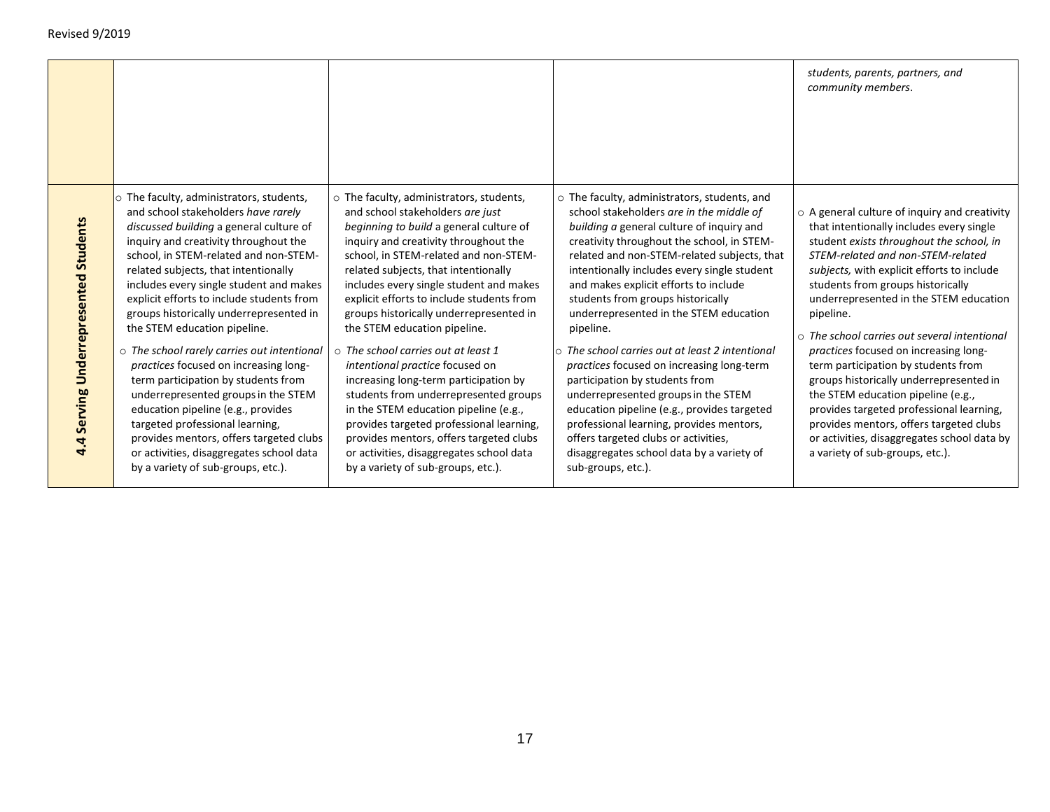|  |  |  |  |  |
|---|---|---|---|---|
|  |  |  |  | *students, parents, partners, and community members*. |
| **4.4 Serving Underrepresented Students** | ○ The faculty, administrators, students, and school stakeholders *have rarely discussed building* a general culture of inquiry and creativity throughout the school, in STEM-related and non-STEM-related subjects, that intentionally includes every single student and makes explicit efforts to include students from groups historically underrepresented in the STEM education pipeline.<br>○ *The school rarely carries out intentional practices* focused on increasing long-term participation by students from underrepresented groups in the STEM education pipeline (e.g., provides targeted professional learning, provides mentors, offers targeted clubs or activities, disaggregates school data by a variety of sub-groups, etc.). | ○ The faculty, administrators, students, and school stakeholders *are just beginning to build* a general culture of inquiry and creativity throughout the school, in STEM-related and non-STEM-related subjects, that intentionally includes every single student and makes explicit efforts to include students from groups historically underrepresented in the STEM education pipeline.<br>○ *The school carries out at least 1 intentional practice* focused on increasing long-term participation by students from underrepresented groups in the STEM education pipeline (e.g., provides targeted professional learning, provides mentors, offers targeted clubs or activities, disaggregates school data by a variety of sub-groups, etc.). | ○ The faculty, administrators, students, and school stakeholders *are in the middle of building a* general culture of inquiry and creativity throughout the school, in STEM-related and non-STEM-related subjects, that intentionally includes every single student and makes explicit efforts to include students from groups historically underrepresented in the STEM education pipeline.<br>○ *The school carries out at least 2 intentional practices* focused on increasing long-term participation by students from underrepresented groups in the STEM education pipeline (e.g., provides targeted professional learning, provides mentors, offers targeted clubs or activities, disaggregates school data by a variety of sub-groups, etc.). | ○ A general culture of inquiry and creativity that intentionally includes every single student *exists throughout the school, in STEM-related and non-STEM-related subjects,* with explicit efforts to include students from groups historically underrepresented in the STEM education pipeline.<br>○ *The school carries out several intentional practices* focused on increasing long-term participation by students from groups historically underrepresented in the STEM education pipeline (e.g., provides targeted professional learning, provides mentors, offers targeted clubs or activities, disaggregates school data by a variety of sub-groups, etc.). |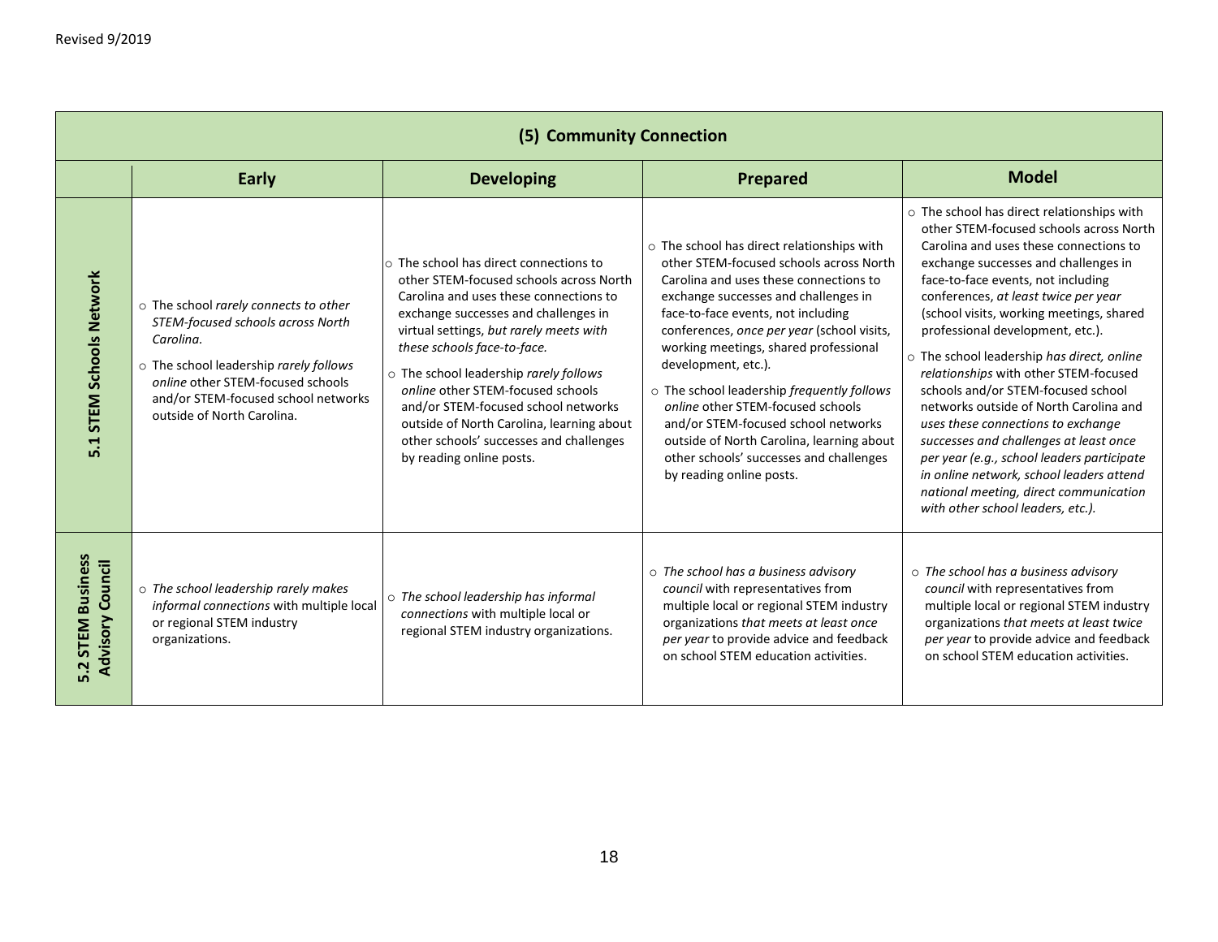Revised 9/2019

| (5) Community Connection | | | | |
|---|---|---|---|---|
| | **Early** | **Developing** | **Prepared** | **Model** |
| **5.1 STEM Schools Network** | ○ The school *rarely connects to other STEM-focused schools across North Carolina.*<br>○ The school leadership *rarely follows online* other STEM-focused schools and/or STEM-focused school networks outside of North Carolina. | ○ The school has direct connections to other STEM-focused schools across North Carolina and uses these connections to exchange successes and challenges in virtual settings, *but rarely meets with these schools face-to-face.*<br>○ The school leadership *rarely follows online* other STEM-focused schools and/or STEM-focused school networks outside of North Carolina, learning about other schools' successes and challenges by reading online posts. | ○ The school has direct relationships with other STEM-focused schools across North Carolina and uses these connections to exchange successes and challenges in face-to-face events, not including conferences, *once per year* (school visits, working meetings, shared professional development, etc.).<br>○ The school leadership *frequently follows online* other STEM-focused schools and/or STEM-focused school networks outside of North Carolina, learning about other schools' successes and challenges by reading online posts. | ○ The school has direct relationships with other STEM-focused schools across North Carolina and uses these connections to exchange successes and challenges in face-to-face events, not including conferences, *at least twice per year* (school visits, working meetings, shared professional development, etc.).<br>○ The school leadership *has direct, online relationships* with other STEM-focused schools and/or STEM-focused school networks outside of North Carolina and *uses these connections to exchange successes and challenges at least once per year (e.g., school leaders participate in online network, school leaders attend national meeting, direct communication with other school leaders, etc.).* |
| **5.2 STEM Business Advisory Council** | ○ *The school leadership rarely makes informal connections* with multiple local or regional STEM industry organizations. | ○ *The school leadership has informal connections* with multiple local or regional STEM industry organizations. | ○ *The school has a business advisory council* with representatives from multiple local or regional STEM industry organizations *that meets at least once per year* to provide advice and feedback on school STEM education activities. | ○ *The school has a business advisory council* with representatives from multiple local or regional STEM industry organizations *that meets at least twice per year* to provide advice and feedback on school STEM education activities. |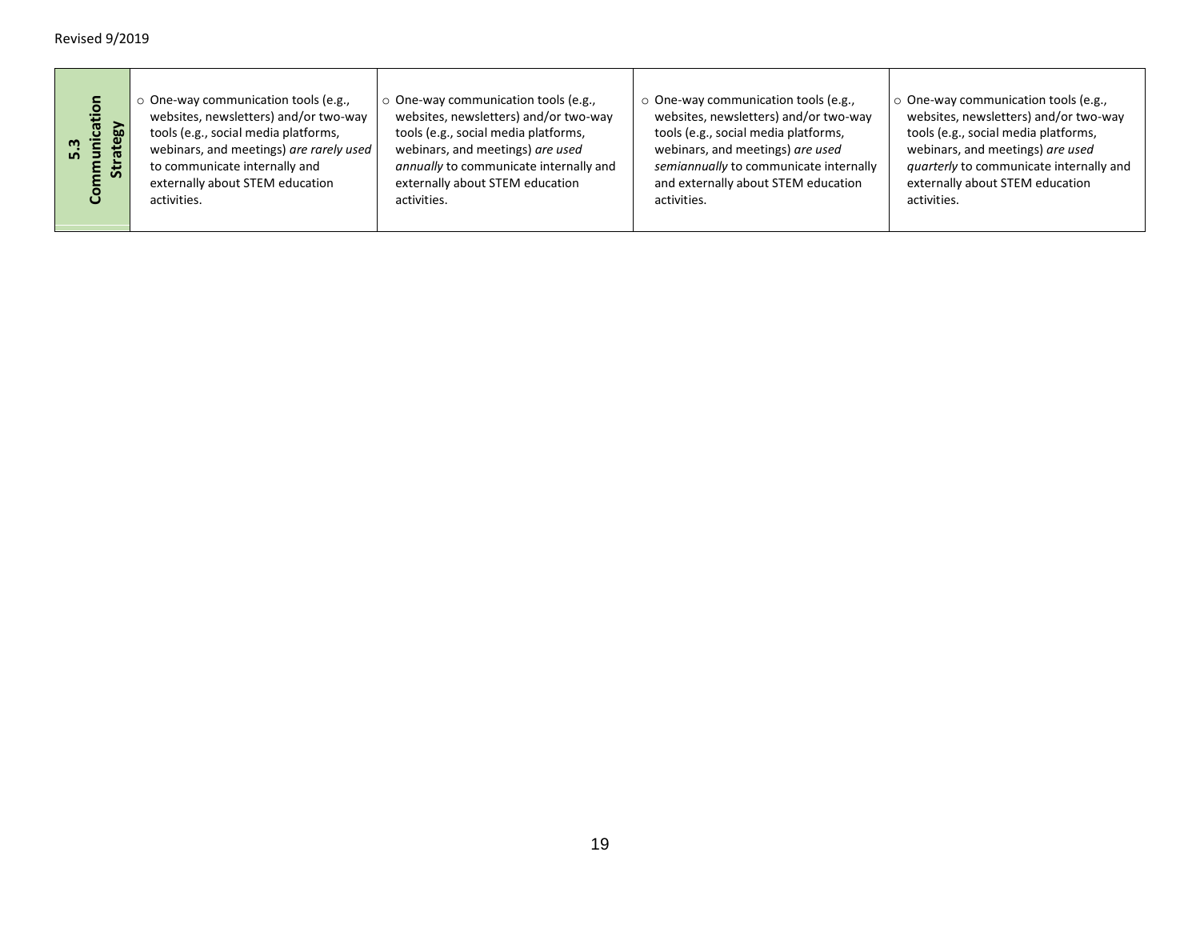| **5.3 Communication Strategy** | ○ One-way communication tools (e.g., websites, newsletters) and/or two-way tools (e.g., social media platforms, webinars, and meetings) *are rarely used* to communicate internally and externally about STEM education activities. | ○ One-way communication tools (e.g., websites, newsletters) and/or two-way tools (e.g., social media platforms, webinars, and meetings) *are used annually* to communicate internally and externally about STEM education activities. | ○ One-way communication tools (e.g., websites, newsletters) and/or two-way tools (e.g., social media platforms, webinars, and meetings) *are used semiannually* to communicate internally and externally about STEM education activities. | ○ One-way communication tools (e.g., websites, newsletters) and/or two-way tools (e.g., social media platforms, webinars, and meetings) *are used quarterly* to communicate internally and externally about STEM education activities. |
|---|---|---|---|---|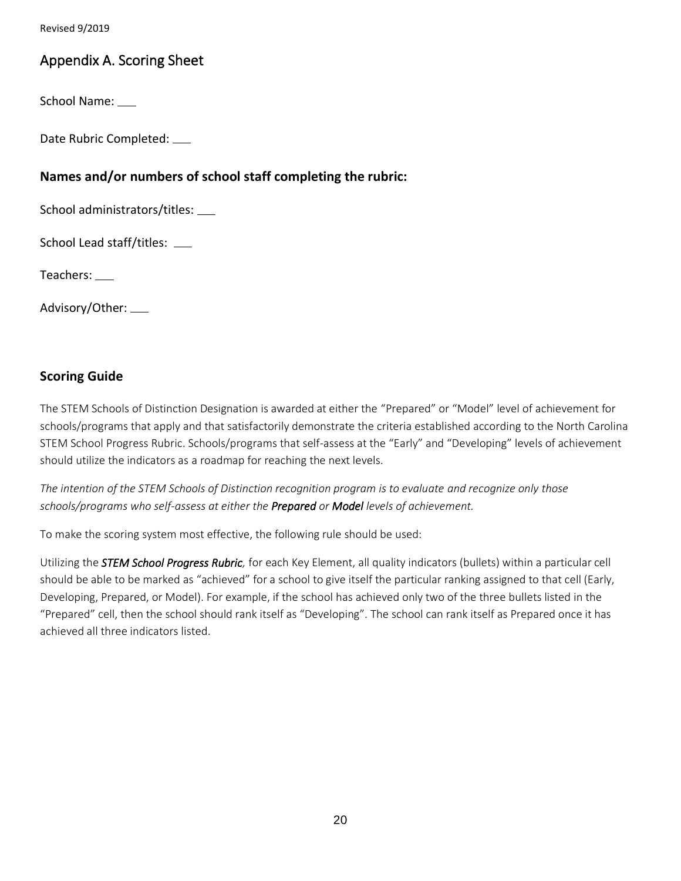## Appendix A. Scoring Sheet

School Name: ___

Date Rubric Completed: ___

### Names and/or numbers of school staff completing the rubric:

School administrators/titles: ___

School Lead staff/titles: ___

Teachers: ___

Advisory/Other: ___

### Scoring Guide

The STEM Schools of Distinction Designation is awarded at either the "Prepared" or "Model" level of achievement for schools/programs that apply and that satisfactorily demonstrate the criteria established according to the North Carolina STEM School Progress Rubric. Schools/programs that self-assess at the "Early" and "Developing" levels of achievement should utilize the indicators as a roadmap for reaching the next levels.

*The intention of the STEM Schools of Distinction recognition program is to evaluate and recognize only those schools/programs who self-assess at either the **Prepared** or **Model** levels of achievement.*

To make the scoring system most effective, the following rule should be used:

Utilizing the ***STEM School Progress Rubric**,* for each Key Element, all quality indicators (bullets) within a particular cell should be able to be marked as "achieved" for a school to give itself the particular ranking assigned to that cell (Early, Developing, Prepared, or Model). For example, if the school has achieved only two of the three bullets listed in the "Prepared" cell, then the school should rank itself as "Developing". The school can rank itself as Prepared once it has achieved all three indicators listed.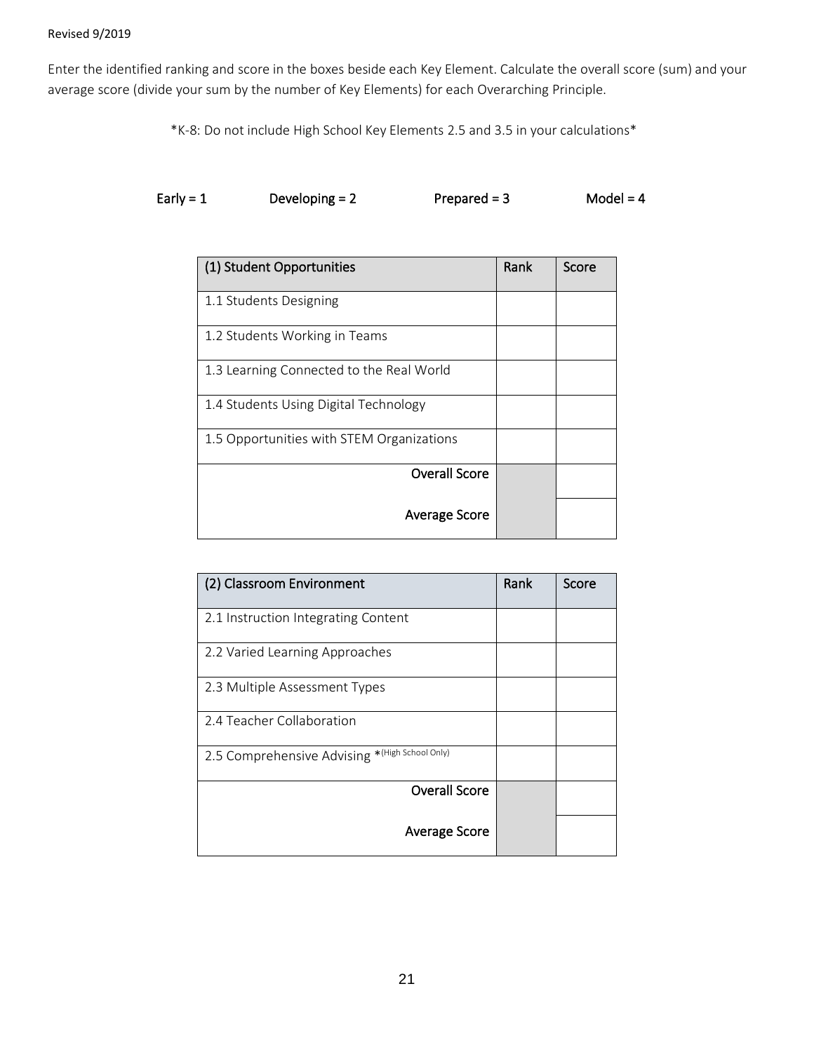Enter the identified ranking and score in the boxes beside each Key Element. Calculate the overall score (sum) and your average score (divide your sum by the number of Key Elements) for each Overarching Principle.

*K-8: Do not include High School Key Elements 2.5 and 3.5 in your calculations*

**Early = 1** **Developing = 2** **Prepared = 3** **Model = 4**

| (1) Student Opportunities | Rank | Score |
|---|---|---|
| 1.1 Students Designing | | |
| 1.2 Students Working in Teams | | |
| 1.3 Learning Connected to the Real World | | |
| 1.4 Students Using Digital Technology | | |
| 1.5 Opportunities with STEM Organizations | | |
| Overall Score | | |
| Average Score | | |

| (2) Classroom Environment | Rank | Score |
|---|---|---|
| 2.1 Instruction Integrating Content | | |
| 2.2 Varied Learning Approaches | | |
| 2.3 Multiple Assessment Types | | |
| 2.4 Teacher Collaboration | | |
| 2.5 Comprehensive Advising *(High School Only) | | |
| Overall Score | | |
| Average Score | | |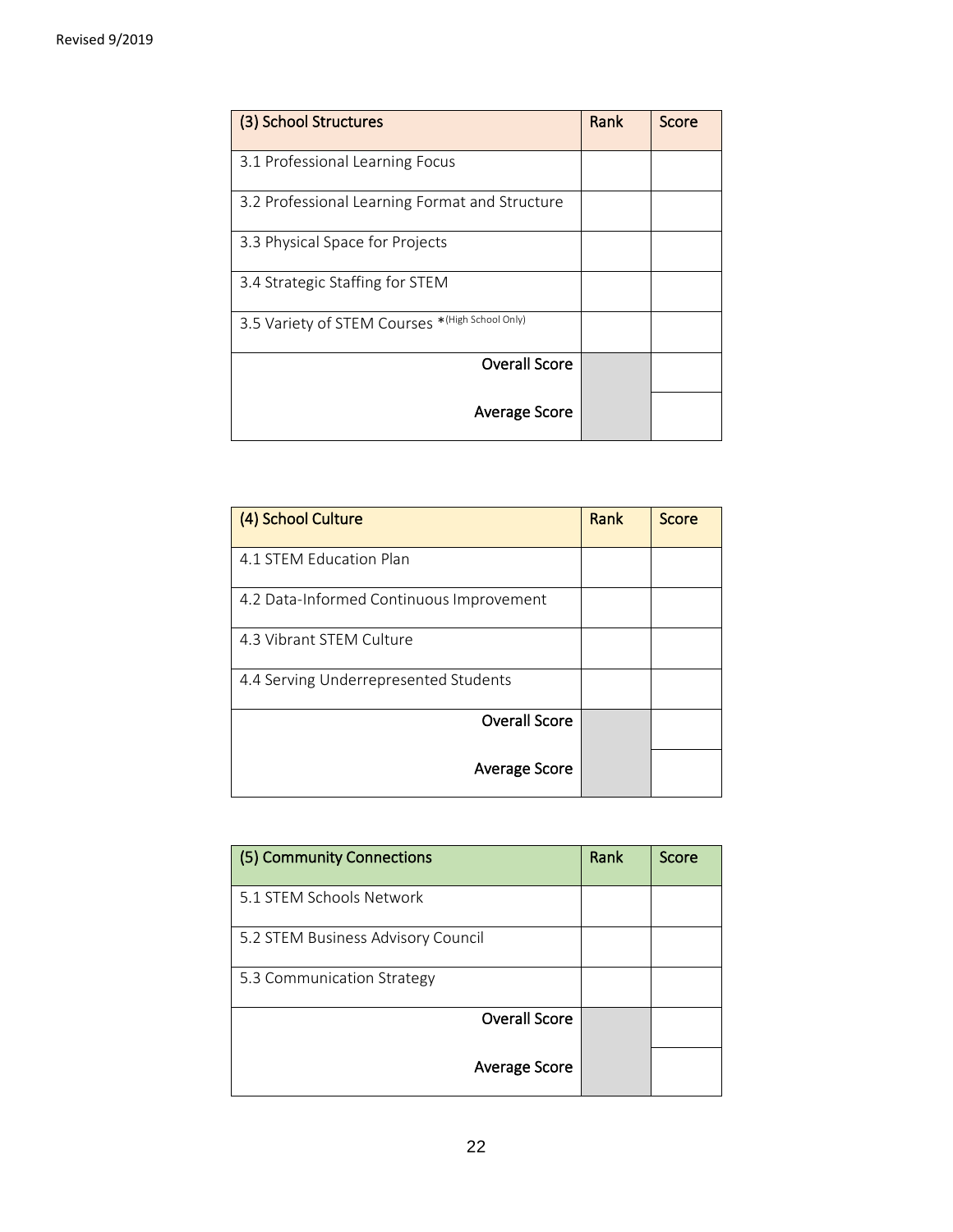| (3) School Structures | Rank | Score |
|---|---|---|
| 3.1 Professional Learning Focus | | |
| 3.2 Professional Learning Format and Structure | | |
| 3.3 Physical Space for Projects | | |
| 3.4 Strategic Staffing for STEM | | |
| 3.5 Variety of STEM Courses *(High School Only) | | |
| Overall Score | | |
| Average Score | | |

| (4) School Culture | Rank | Score |
|---|---|---|
| 4.1 STEM Education Plan | | |
| 4.2 Data-Informed Continuous Improvement | | |
| 4.3 Vibrant STEM Culture | | |
| 4.4 Serving Underrepresented Students | | |
| Overall Score | | |
| Average Score | | |

| (5) Community Connections | Rank | Score |
|---|---|---|
| 5.1 STEM Schools Network | | |
| 5.2 STEM Business Advisory Council | | |
| 5.3 Communication Strategy | | |
| Overall Score | | |
| Average Score | | |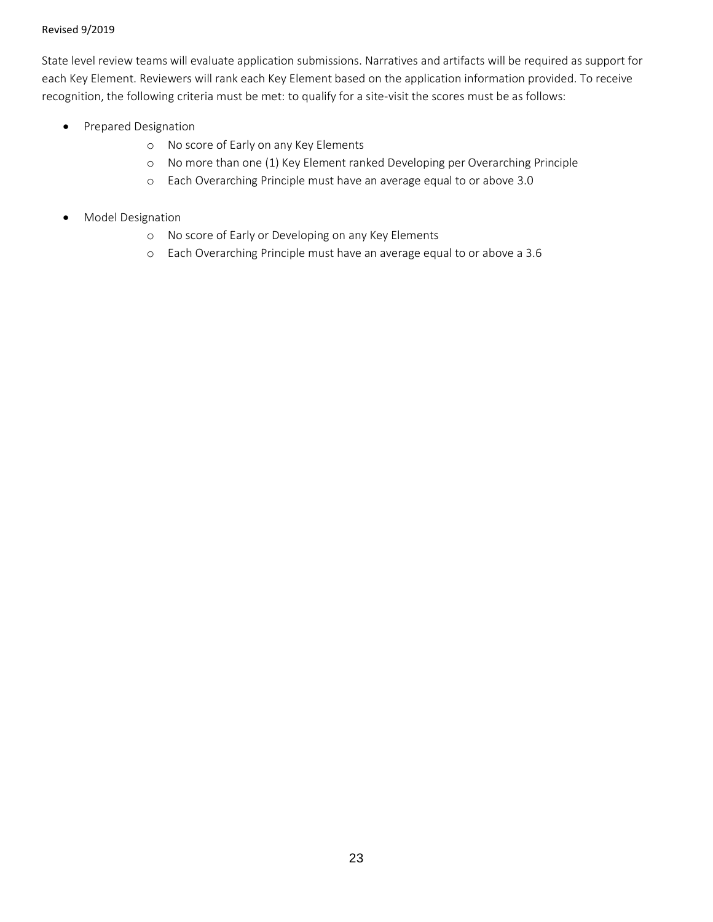State level review teams will evaluate application submissions. Narratives and artifacts will be required as support for each Key Element. Reviewers will rank each Key Element based on the application information provided. To receive recognition, the following criteria must be met: to qualify for a site-visit the scores must be as follows:

- Prepared Designation
  - No score of Early on any Key Elements
  - No more than one (1) Key Element ranked Developing per Overarching Principle
  - Each Overarching Principle must have an average equal to or above 3.0
- Model Designation
  - No score of Early or Developing on any Key Elements
  - Each Overarching Principle must have an average equal to or above a 3.6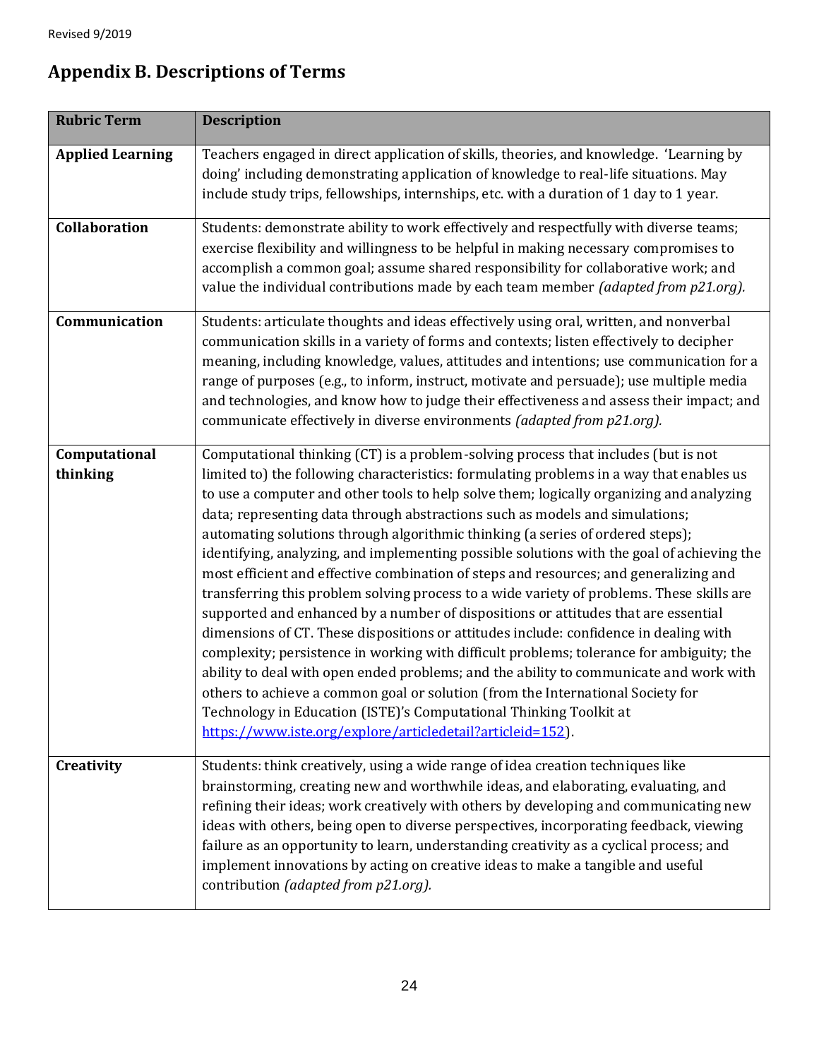Revised 9/2019

## Appendix B. Descriptions of Terms

| Rubric Term | Description |
|---|---|
| **Applied Learning** | Teachers engaged in direct application of skills, theories, and knowledge. 'Learning by doing' including demonstrating application of knowledge to real-life situations. May include study trips, fellowships, internships, etc. with a duration of 1 day to 1 year. |
| **Collaboration** | Students: demonstrate ability to work effectively and respectfully with diverse teams; exercise flexibility and willingness to be helpful in making necessary compromises to accomplish a common goal; assume shared responsibility for collaborative work; and value the individual contributions made by each team member *(adapted from p21.org).* |
| **Communication** | Students: articulate thoughts and ideas effectively using oral, written, and nonverbal communication skills in a variety of forms and contexts; listen effectively to decipher meaning, including knowledge, values, attitudes and intentions; use communication for a range of purposes (e.g., to inform, instruct, motivate and persuade); use multiple media and technologies, and know how to judge their effectiveness and assess their impact; and communicate effectively in diverse environments *(adapted from p21.org).* |
| **Computational thinking** | Computational thinking (CT) is a problem-solving process that includes (but is not limited to) the following characteristics: formulating problems in a way that enables us to use a computer and other tools to help solve them; logically organizing and analyzing data; representing data through abstractions such as models and simulations; automating solutions through algorithmic thinking (a series of ordered steps); identifying, analyzing, and implementing possible solutions with the goal of achieving the most efficient and effective combination of steps and resources; and generalizing and transferring this problem solving process to a wide variety of problems. These skills are supported and enhanced by a number of dispositions or attitudes that are essential dimensions of CT. These dispositions or attitudes include: confidence in dealing with complexity; persistence in working with difficult problems; tolerance for ambiguity; the ability to deal with open ended problems; and the ability to communicate and work with others to achieve a common goal or solution (from the International Society for Technology in Education (ISTE)'s Computational Thinking Toolkit at https://www.iste.org/explore/articledetail?articleid=152). |
| **Creativity** | Students: think creatively, using a wide range of idea creation techniques like brainstorming, creating new and worthwhile ideas, and elaborating, evaluating, and refining their ideas; work creatively with others by developing and communicating new ideas with others, being open to diverse perspectives, incorporating feedback, viewing failure as an opportunity to learn, understanding creativity as a cyclical process; and implement innovations by acting on creative ideas to make a tangible and useful contribution *(adapted from p21.org).* |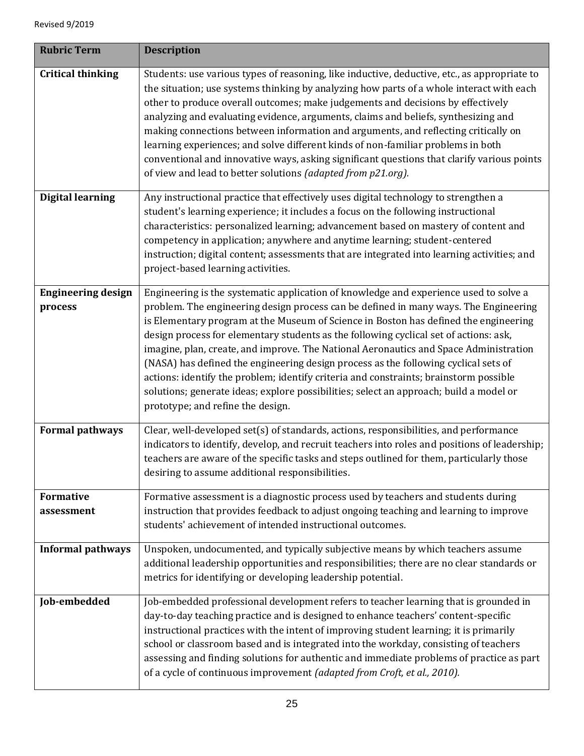| Rubric Term | Description |
|---|---|
| **Critical thinking** | Students: use various types of reasoning, like inductive, deductive, etc., as appropriate to the situation; use systems thinking by analyzing how parts of a whole interact with each other to produce overall outcomes; make judgements and decisions by effectively analyzing and evaluating evidence, arguments, claims and beliefs, synthesizing and making connections between information and arguments, and reflecting critically on learning experiences; and solve different kinds of non-familiar problems in both conventional and innovative ways, asking significant questions that clarify various points of view and lead to better solutions *(adapted from p21.org).* |
| **Digital learning** | Any instructional practice that effectively uses digital technology to strengthen a student's learning experience; it includes a focus on the following instructional characteristics: personalized learning; advancement based on mastery of content and competency in application; anywhere and anytime learning; student-centered instruction; digital content; assessments that are integrated into learning activities; and project-based learning activities. |
| **Engineering design process** | Engineering is the systematic application of knowledge and experience used to solve a problem. The engineering design process can be defined in many ways. The Engineering is Elementary program at the Museum of Science in Boston has defined the engineering design process for elementary students as the following cyclical set of actions: ask, imagine, plan, create, and improve. The National Aeronautics and Space Administration (NASA) has defined the engineering design process as the following cyclical sets of actions: identify the problem; identify criteria and constraints; brainstorm possible solutions; generate ideas; explore possibilities; select an approach; build a model or prototype; and refine the design. |
| **Formal pathways** | Clear, well-developed set(s) of standards, actions, responsibilities, and performance indicators to identify, develop, and recruit teachers into roles and positions of leadership; teachers are aware of the specific tasks and steps outlined for them, particularly those desiring to assume additional responsibilities. |
| **Formative assessment** | Formative assessment is a diagnostic process used by teachers and students during instruction that provides feedback to adjust ongoing teaching and learning to improve students' achievement of intended instructional outcomes. |
| **Informal pathways** | Unspoken, undocumented, and typically subjective means by which teachers assume additional leadership opportunities and responsibilities; there are no clear standards or metrics for identifying or developing leadership potential. |
| **Job-embedded** | Job-embedded professional development refers to teacher learning that is grounded in day-to-day teaching practice and is designed to enhance teachers' content-specific instructional practices with the intent of improving student learning; it is primarily school or classroom based and is integrated into the workday, consisting of teachers assessing and finding solutions for authentic and immediate problems of practice as part of a cycle of continuous improvement *(adapted from Croft, et al., 2010).* |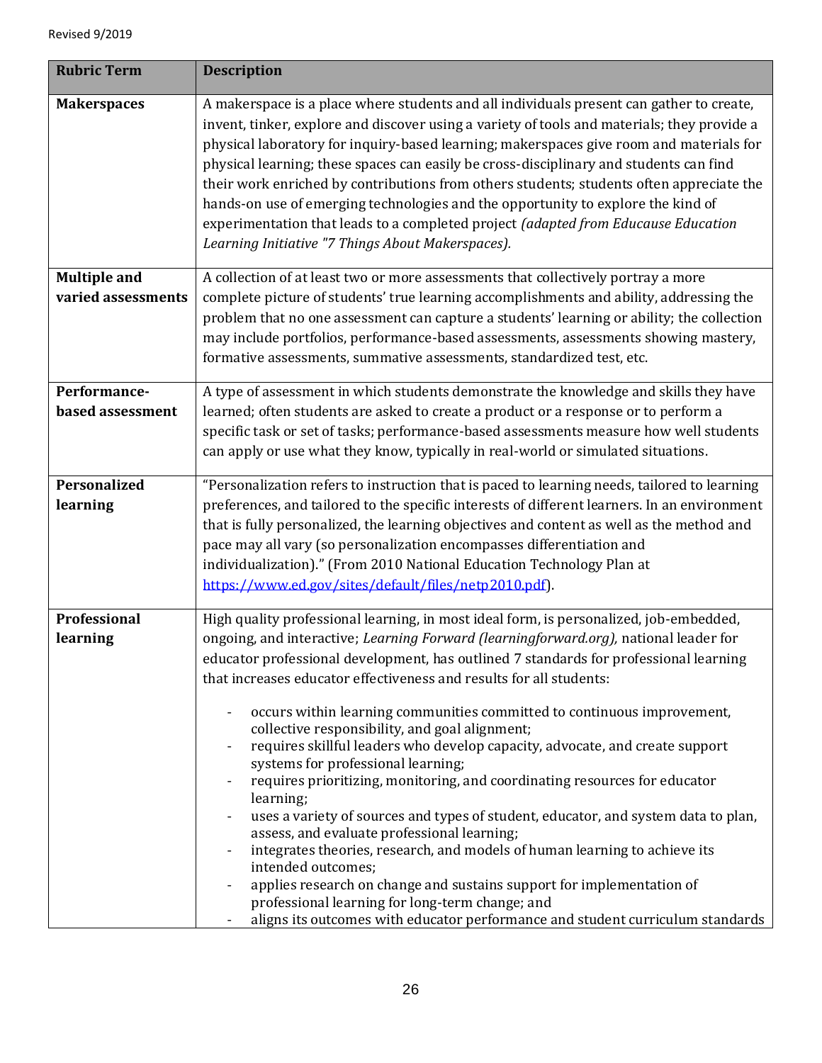Revised 9/2019

| Rubric Term | Description |
|---|---|
| **Makerspaces** | A makerspace is a place where students and all individuals present can gather to create, invent, tinker, explore and discover using a variety of tools and materials; they provide a physical laboratory for inquiry-based learning; makerspaces give room and materials for physical learning; these spaces can easily be cross-disciplinary and students can find their work enriched by contributions from others students; students often appreciate the hands-on use of emerging technologies and the opportunity to explore the kind of experimentation that leads to a completed project *(adapted from Educause Education Learning Initiative "7 Things About Makerspaces).* |
| **Multiple and varied assessments** | A collection of at least two or more assessments that collectively portray a more complete picture of students' true learning accomplishments and ability, addressing the problem that no one assessment can capture a students' learning or ability; the collection may include portfolios, performance-based assessments, assessments showing mastery, formative assessments, summative assessments, standardized test, etc. |
| **Performance-based assessment** | A type of assessment in which students demonstrate the knowledge and skills they have learned; often students are asked to create a product or a response or to perform a specific task or set of tasks; performance-based assessments measure how well students can apply or use what they know, typically in real-world or simulated situations. |
| **Personalized learning** | "Personalization refers to instruction that is paced to learning needs, tailored to learning preferences, and tailored to the specific interests of different learners. In an environment that is fully personalized, the learning objectives and content as well as the method and pace may all vary (so personalization encompasses differentiation and individualization)." (From 2010 National Education Technology Plan at [https://www.ed.gov/sites/default/files/netp2010.pdf](https://www.ed.gov/sites/default/files/netp2010.pdf)). |
| **Professional learning** | High quality professional learning, in most ideal form, is personalized, job-embedded, ongoing, and interactive; *Learning Forward (learningforward.org),* national leader for educator professional development, has outlined 7 standards for professional learning that increases educator effectiveness and results for all students:<br><br>- occurs within learning communities committed to continuous improvement, collective responsibility, and goal alignment;<br>- requires skillful leaders who develop capacity, advocate, and create support systems for professional learning;<br>- requires prioritizing, monitoring, and coordinating resources for educator learning;<br>- uses a variety of sources and types of student, educator, and system data to plan, assess, and evaluate professional learning;<br>- integrates theories, research, and models of human learning to achieve its intended outcomes;<br>- applies research on change and sustains support for implementation of professional learning for long-term change; and<br>- aligns its outcomes with educator performance and student curriculum standards |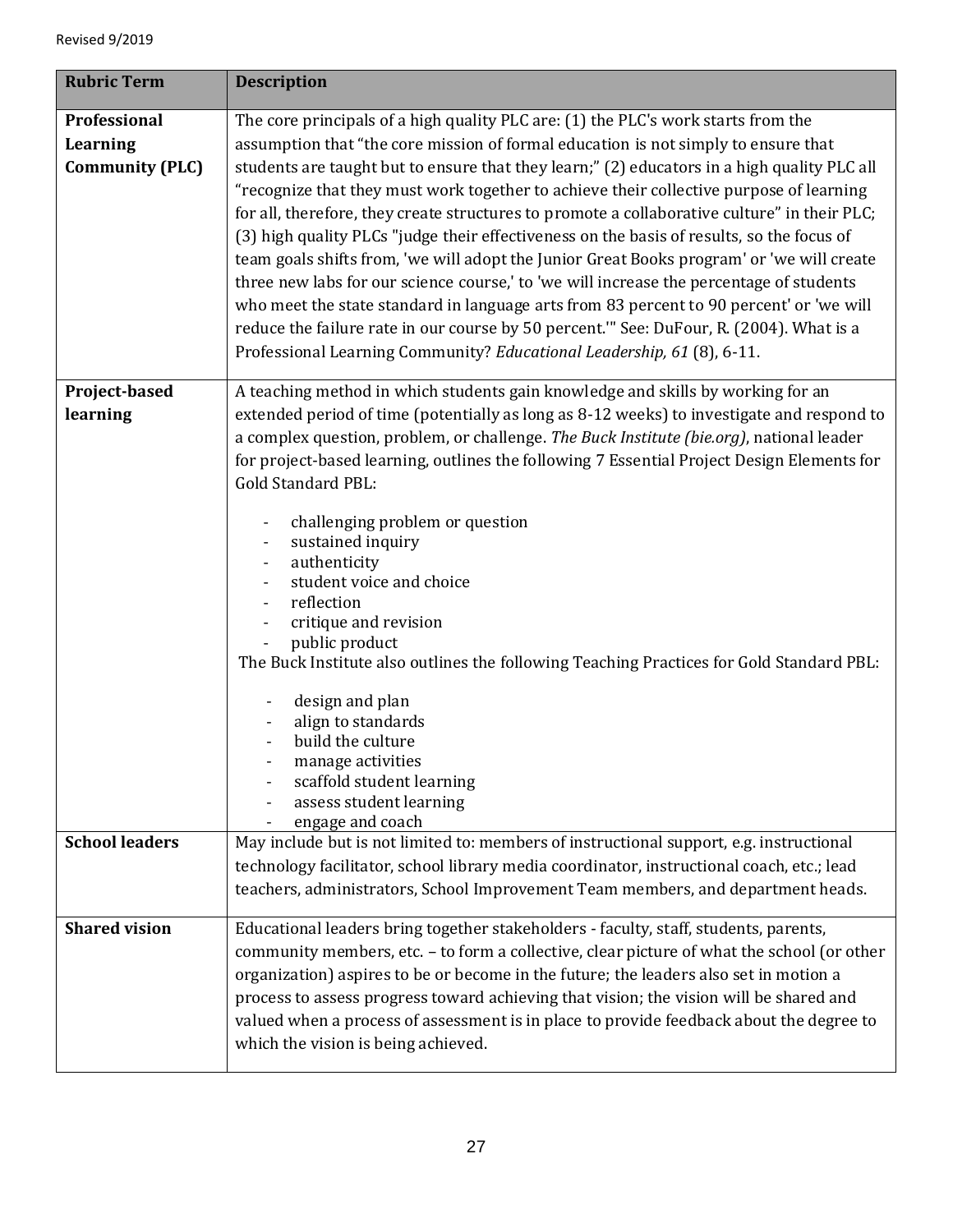| Rubric Term | Description |
|---|---|
| **Professional Learning Community (PLC)** | The core principals of a high quality PLC are: (1) the PLC's work starts from the assumption that "the core mission of formal education is not simply to ensure that students are taught but to ensure that they learn;" (2) educators in a high quality PLC all "recognize that they must work together to achieve their collective purpose of learning for all, therefore, they create structures to promote a collaborative culture" in their PLC; (3) high quality PLCs "judge their effectiveness on the basis of results, so the focus of team goals shifts from, 'we will adopt the Junior Great Books program' or 'we will create three new labs for our science course,' to 'we will increase the percentage of students who meet the state standard in language arts from 83 percent to 90 percent' or 'we will reduce the failure rate in our course by 50 percent.'" See: DuFour, R. (2004). What is a Professional Learning Community? *Educational Leadership, 61* (8), 6-11. |
| **Project-based learning** | A teaching method in which students gain knowledge and skills by working for an extended period of time (potentially as long as 8-12 weeks) to investigate and respond to a complex question, problem, or challenge. *The Buck Institute (bie.org)*, national leader for project-based learning, outlines the following 7 Essential Project Design Elements for Gold Standard PBL:<br>- challenging problem or question<br>- sustained inquiry<br>- authenticity<br>- student voice and choice<br>- reflection<br>- critique and revision<br>- public product<br>The Buck Institute also outlines the following Teaching Practices for Gold Standard PBL:<br>- design and plan<br>- align to standards<br>- build the culture<br>- manage activities<br>- scaffold student learning<br>- assess student learning<br>- engage and coach |
| **School leaders** | May include but is not limited to: members of instructional support, e.g. instructional technology facilitator, school library media coordinator, instructional coach, etc.; lead teachers, administrators, School Improvement Team members, and department heads. |
| **Shared vision** | Educational leaders bring together stakeholders - faculty, staff, students, parents, community members, etc. – to form a collective, clear picture of what the school (or other organization) aspires to be or become in the future; the leaders also set in motion a process to assess progress toward achieving that vision; the vision will be shared and valued when a process of assessment is in place to provide feedback about the degree to which the vision is being achieved. |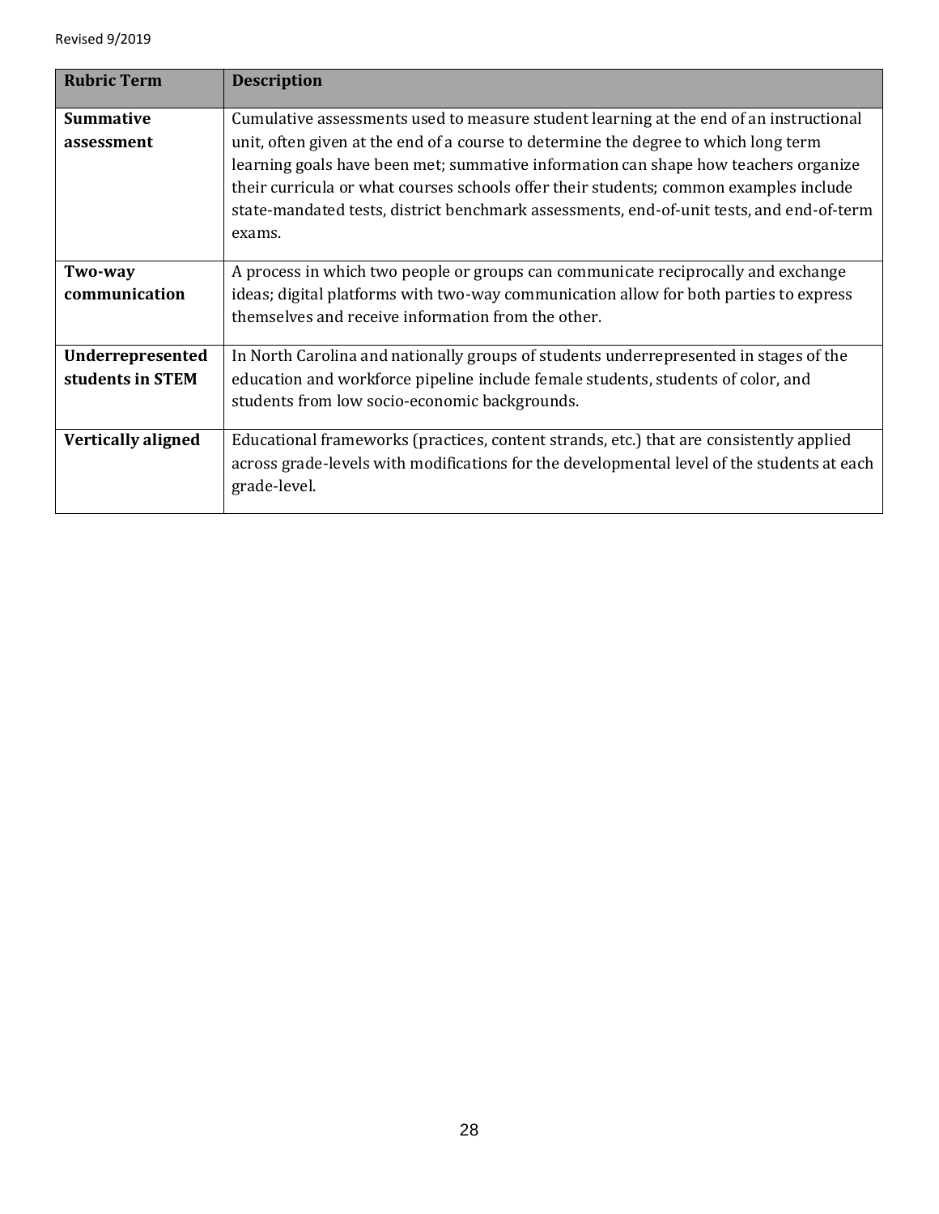| Rubric Term | Description |
| --- | --- |
| **Summative assessment** | Cumulative assessments used to measure student learning at the end of an instructional unit, often given at the end of a course to determine the degree to which long term learning goals have been met; summative information can shape how teachers organize their curricula or what courses schools offer their students; common examples include state-mandated tests, district benchmark assessments, end-of-unit tests, and end-of-term exams. |
| **Two-way communication** | A process in which two people or groups can communicate reciprocally and exchange ideas; digital platforms with two-way communication allow for both parties to express themselves and receive information from the other. |
| **Underrepresented students in STEM** | In North Carolina and nationally groups of students underrepresented in stages of the education and workforce pipeline include female students, students of color, and students from low socio-economic backgrounds. |
| **Vertically aligned** | Educational frameworks (practices, content strands, etc.) that are consistently applied across grade-levels with modifications for the developmental level of the students at each grade-level. |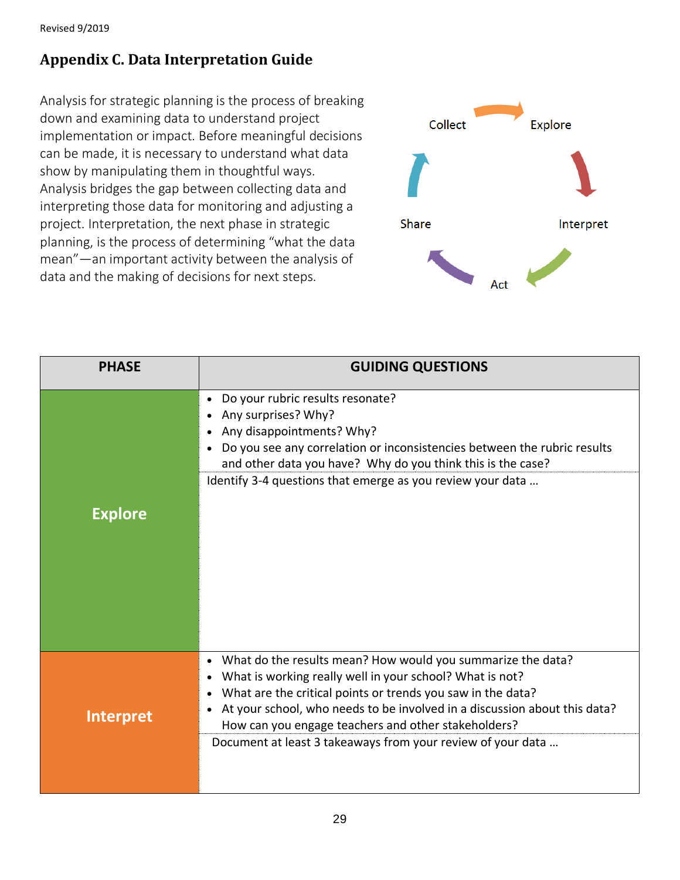Revised 9/2019

## Appendix C. Data Interpretation Guide

Analysis for strategic planning is the process of breaking down and examining data to understand project implementation or impact. Before meaningful decisions can be made, it is necessary to understand what data show by manipulating them in thoughtful ways. Analysis bridges the gap between collecting data and interpreting those data for monitoring and adjusting a project. Interpretation, the next phase in strategic planning, is the process of determining "what the data mean"—an important activity between the analysis of data and the making of decisions for next steps.

Collect → Explore → Interpret → Act → Share

| PHASE | GUIDING QUESTIONS |
|---|---|
| **Explore** | • Do your rubric results resonate?<br>• Any surprises? Why?<br>• Any disappointments? Why?<br>• Do you see any correlation or inconsistencies between the rubric results and other data you have? Why do you think this is the case?<br><br>Identify 3-4 questions that emerge as you review your data … |
| **Interpret** | • What do the results mean? How would you summarize the data?<br>• What is working really well in your school? What is not?<br>• What are the critical points or trends you saw in the data?<br>• At your school, who needs to be involved in a discussion about this data? How can you engage teachers and other stakeholders?<br><br>Document at least 3 takeaways from your review of your data … |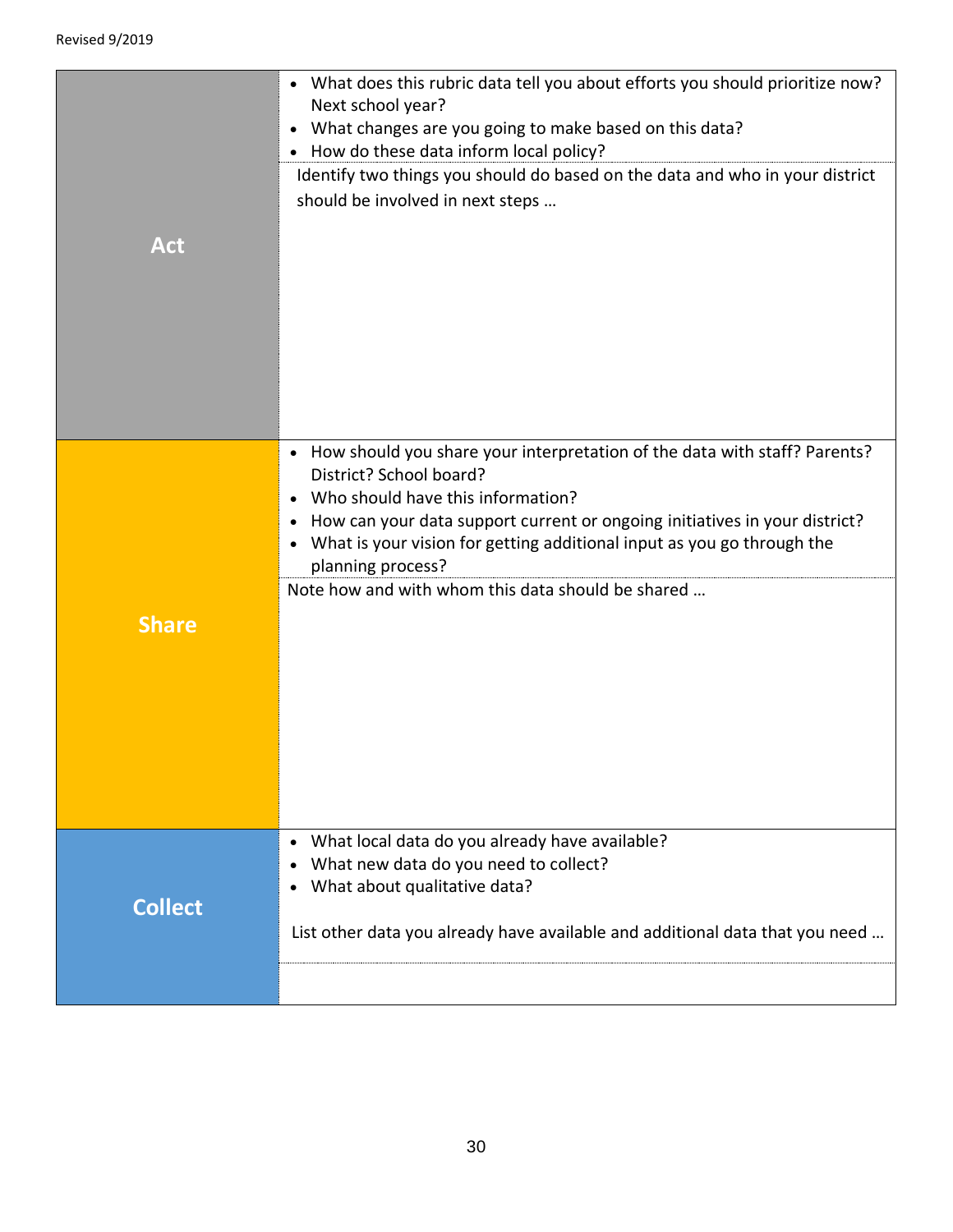| | |
|---|---|
| **Act** | • What does this rubric data tell you about efforts you should prioritize now? Next school year?<br>• What changes are you going to make based on this data?<br>• How do these data inform local policy?<br><br>Identify two things you should do based on the data and who in your district should be involved in next steps … |
| **Share** | • How should you share your interpretation of the data with staff? Parents? District? School board?<br>• Who should have this information?<br>• How can your data support current or ongoing initiatives in your district?<br>• What is your vision for getting additional input as you go through the planning process?<br><br>Note how and with whom this data should be shared … |
| **Collect** | • What local data do you already have available?<br>• What new data do you need to collect?<br>• What about qualitative data?<br><br>List other data you already have available and additional data that you need … |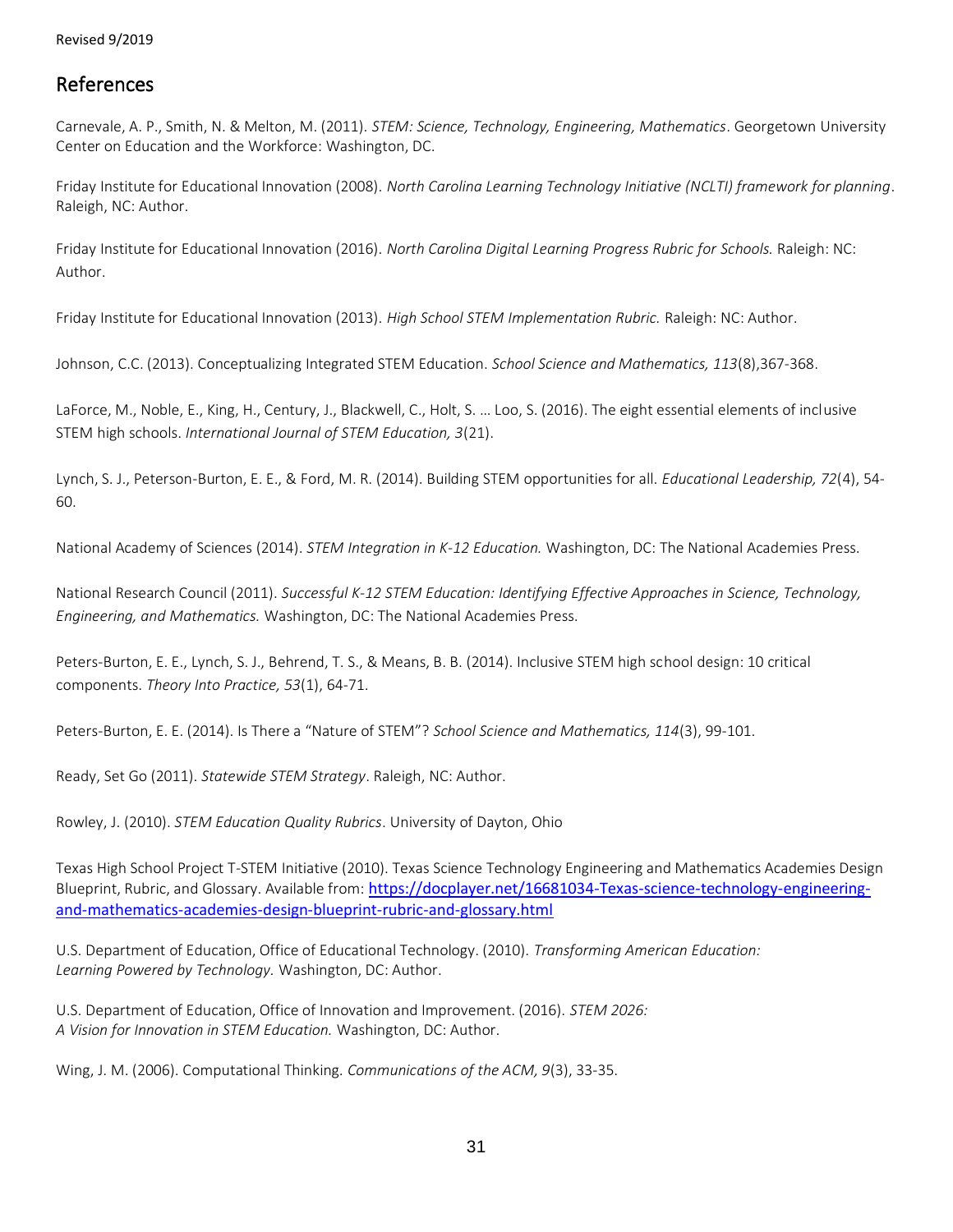## References

Carnevale, A. P., Smith, N. & Melton, M. (2011). *STEM: Science, Technology, Engineering, Mathematics*. Georgetown University Center on Education and the Workforce: Washington, DC.

Friday Institute for Educational Innovation (2008). *North Carolina Learning Technology Initiative (NCLTI) framework for planning*. Raleigh, NC: Author.

Friday Institute for Educational Innovation (2016). *North Carolina Digital Learning Progress Rubric for Schools.* Raleigh: NC: Author.

Friday Institute for Educational Innovation (2013). *High School STEM Implementation Rubric.* Raleigh: NC: Author.

Johnson, C.C. (2013). Conceptualizing Integrated STEM Education. *School Science and Mathematics, 113*(8),367-368.

LaForce, M., Noble, E., King, H., Century, J., Blackwell, C., Holt, S. … Loo, S. (2016). The eight essential elements of inclusive STEM high schools. *International Journal of STEM Education, 3*(21).

Lynch, S. J., Peterson-Burton, E. E., & Ford, M. R. (2014). Building STEM opportunities for all. *Educational Leadership, 72*(4), 54-60.

National Academy of Sciences (2014). *STEM Integration in K-12 Education.* Washington, DC: The National Academies Press.

National Research Council (2011). *Successful K-12 STEM Education: Identifying Effective Approaches in Science, Technology, Engineering, and Mathematics.* Washington, DC: The National Academies Press.

Peters-Burton, E. E., Lynch, S. J., Behrend, T. S., & Means, B. B. (2014). Inclusive STEM high school design: 10 critical components. *Theory Into Practice, 53*(1), 64-71.

Peters-Burton, E. E. (2014). Is There a "Nature of STEM"? *School Science and Mathematics, 114*(3), 99-101.

Ready, Set Go (2011). *Statewide STEM Strategy*. Raleigh, NC: Author.

Rowley, J. (2010). *STEM Education Quality Rubrics*. University of Dayton, Ohio

Texas High School Project T-STEM Initiative (2010). Texas Science Technology Engineering and Mathematics Academies Design Blueprint, Rubric, and Glossary. Available from: [https://docplayer.net/16681034-Texas-science-technology-engineering-and-mathematics-academies-design-blueprint-rubric-and-glossary.html](https://docplayer.net/16681034-Texas-science-technology-engineering-and-mathematics-academies-design-blueprint-rubric-and-glossary.html)

U.S. Department of Education, Office of Educational Technology. (2010). *Transforming American Education: Learning Powered by Technology.* Washington, DC: Author.

U.S. Department of Education, Office of Innovation and Improvement. (2016). *STEM 2026: A Vision for Innovation in STEM Education.* Washington, DC: Author.

Wing, J. M. (2006). Computational Thinking. *Communications of the ACM, 9*(3), 33-35.